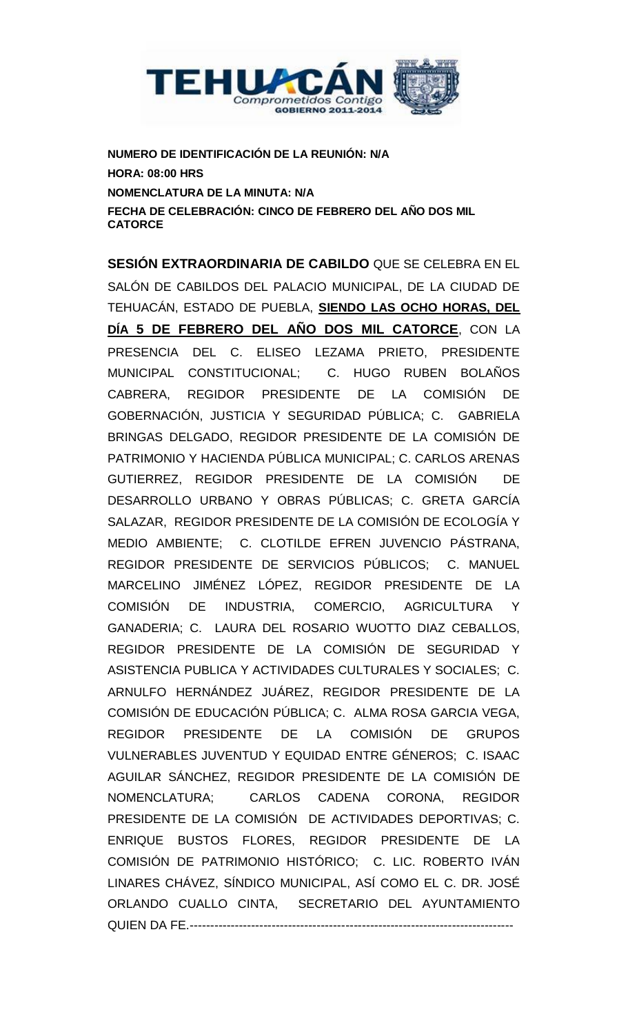**NUMERO DE IDENTIFICACIÓN DE LA REUNIÓN: N/A**
**HORA: 08:00 HRS**
**NOMENCLATURA DE LA MINUTA: N/A**
**FECHA DE CELEBRACIÓN: CINCO DE FEBRERO DEL AÑO DOS MIL CATORCE**

**SESIÓN EXTRAORDINARIA DE CABILDO** QUE SE CELEBRA EN EL SALÓN DE CABILDOS DEL PALACIO MUNICIPAL, DE LA CIUDAD DE TEHUACÁN, ESTADO DE PUEBLA, **SIENDO LAS OCHO HORAS, DEL DÍA 5 DE FEBRERO DEL AÑO DOS MIL CATORCE**, CON LA PRESENCIA DEL C. ELISEO LEZAMA PRIETO, PRESIDENTE MUNICIPAL CONSTITUCIONAL; C. HUGO RUBEN BOLAÑOS CABRERA, REGIDOR PRESIDENTE DE LA COMISIÓN DE GOBERNACIÓN, JUSTICIA Y SEGURIDAD PÚBLICA; C. GABRIELA BRINGAS DELGADO, REGIDOR PRESIDENTE DE LA COMISIÓN DE PATRIMONIO Y HACIENDA PÚBLICA MUNICIPAL; C. CARLOS ARENAS GUTIERREZ, REGIDOR PRESIDENTE DE LA COMISIÓN DE DESARROLLO URBANO Y OBRAS PÚBLICAS; C. GRETA GARCÍA SALAZAR, REGIDOR PRESIDENTE DE LA COMISIÓN DE ECOLOGÍA Y MEDIO AMBIENTE; C. CLOTILDE EFREN JUVENCIO PÁSTRANA, REGIDOR PRESIDENTE DE SERVICIOS PÚBLICOS; C. MANUEL MARCELINO JIMÉNEZ LÓPEZ, REGIDOR PRESIDENTE DE LA COMISIÓN DE INDUSTRIA, COMERCIO, AGRICULTURA Y GANADERIA; C. LAURA DEL ROSARIO WUOTTO DIAZ CEBALLOS, REGIDOR PRESIDENTE DE LA COMISIÓN DE SEGURIDAD Y ASISTENCIA PUBLICA Y ACTIVIDADES CULTURALES Y SOCIALES; C. ARNULFO HERNÁNDEZ JUÁREZ, REGIDOR PRESIDENTE DE LA COMISIÓN DE EDUCACIÓN PÚBLICA; C. ALMA ROSA GARCIA VEGA, REGIDOR PRESIDENTE DE LA COMISIÓN DE GRUPOS VULNERABLES JUVENTUD Y EQUIDAD ENTRE GÉNEROS; C. ISAAC AGUILAR SÁNCHEZ, REGIDOR PRESIDENTE DE LA COMISIÓN DE NOMENCLATURA; CARLOS CADENA CORONA, REGIDOR PRESIDENTE DE LA COMISIÓN DE ACTIVIDADES DEPORTIVAS; C. ENRIQUE BUSTOS FLORES, REGIDOR PRESIDENTE DE LA COMISIÓN DE PATRIMONIO HISTÓRICO; C. LIC. ROBERTO IVÁN LINARES CHÁVEZ, SÍNDICO MUNICIPAL, ASÍ COMO EL C. DR. JOSÉ ORLANDO CUALLO CINTA, SECRETARIO DEL AYUNTAMIENTO QUIEN DA FE.-------------------------------------------------------------------------------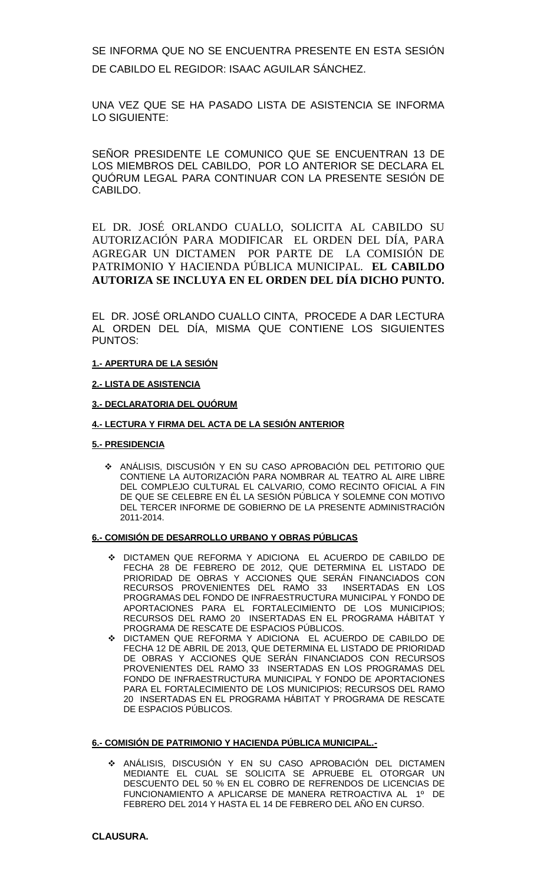SE INFORMA QUE NO SE ENCUENTRA PRESENTE EN ESTA SESIÓN DE CABILDO EL REGIDOR: ISAAC AGUILAR SÁNCHEZ.

UNA VEZ QUE SE HA PASADO LISTA DE ASISTENCIA SE INFORMA LO SIGUIENTE:

SEÑOR PRESIDENTE LE COMUNICO QUE SE ENCUENTRAN 13 DE LOS MIEMBROS DEL CABILDO, POR LO ANTERIOR SE DECLARA EL QUÓRUM LEGAL PARA CONTINUAR CON LA PRESENTE SESIÓN DE CABILDO.

EL DR. JOSÉ ORLANDO CUALLO, SOLICITA AL CABILDO SU AUTORIZACIÓN PARA MODIFICAR EL ORDEN DEL DÍA, PARA AGREGAR UN DICTAMEN POR PARTE DE LA COMISIÓN DE PATRIMONIO Y HACIENDA PÚBLICA MUNICIPAL. **EL CABILDO AUTORIZA SE INCLUYA EN EL ORDEN DEL DÍA DICHO PUNTO.**

EL DR. JOSÉ ORLANDO CUALLO CINTA, PROCEDE A DAR LECTURA AL ORDEN DEL DÍA, MISMA QUE CONTIENE LOS SIGUIENTES PUNTOS:

**1.- APERTURA DE LA SESIÓN**

**2.- LISTA DE ASISTENCIA**

**3.- DECLARATORIA DEL QUÓRUM**

**4.- LECTURA Y FIRMA DEL ACTA DE LA SESIÓN ANTERIOR**

**5.- PRESIDENCIA**

- ANÁLISIS, DISCUSIÓN Y EN SU CASO APROBACIÓN DEL PETITORIO QUE CONTIENE LA AUTORIZACIÓN PARA NOMBRAR AL TEATRO AL AIRE LIBRE DEL COMPLEJO CULTURAL EL CALVARIO, COMO RECINTO OFICIAL A FIN DE QUE SE CELEBRE EN ÉL LA SESIÓN PÚBLICA Y SOLEMNE CON MOTIVO DEL TERCER INFORME DE GOBIERNO DE LA PRESENTE ADMINISTRACIÓN 2011-2014.

**6.- COMISIÓN DE DESARROLLO URBANO Y OBRAS PÚBLICAS**

- DICTAMEN QUE REFORMA Y ADICIONA EL ACUERDO DE CABILDO DE FECHA 28 DE FEBRERO DE 2012, QUE DETERMINA EL LISTADO DE PRIORIDAD DE OBRAS Y ACCIONES QUE SERÁN FINANCIADOS CON RECURSOS PROVENIENTES DEL RAMO 33 INSERTADAS EN LOS PROGRAMAS DEL FONDO DE INFRAESTRUCTURA MUNICIPAL Y FONDO DE APORTACIONES PARA EL FORTALECIMIENTO DE LOS MUNICIPIOS; RECURSOS DEL RAMO 20 INSERTADAS EN EL PROGRAMA HÁBITAT Y PROGRAMA DE RESCATE DE ESPACIOS PÚBLICOS.
- DICTAMEN QUE REFORMA Y ADICIONA EL ACUERDO DE CABILDO DE FECHA 12 DE ABRIL DE 2013, QUE DETERMINA EL LISTADO DE PRIORIDAD DE OBRAS Y ACCIONES QUE SERÁN FINANCIADOS CON RECURSOS PROVENIENTES DEL RAMO 33 INSERTADAS EN LOS PROGRAMAS DEL FONDO DE INFRAESTRUCTURA MUNICIPAL Y FONDO DE APORTACIONES PARA EL FORTALECIMIENTO DE LOS MUNICIPIOS; RECURSOS DEL RAMO 20 INSERTADAS EN EL PROGRAMA HÁBITAT Y PROGRAMA DE RESCATE DE ESPACIOS PÚBLICOS.

**6.- COMISIÓN DE PATRIMONIO Y HACIENDA PÚBLICA MUNICIPAL.-**

- ANÁLISIS, DISCUSIÓN Y EN SU CASO APROBACIÓN DEL DICTAMEN MEDIANTE EL CUAL SE SOLICITA SE APRUEBE EL OTORGAR UN DESCUENTO DEL 50 % EN EL COBRO DE REFRENDOS DE LICENCIAS DE FUNCIONAMIENTO A APLICARSE DE MANERA RETROACTIVA AL 1º DE FEBRERO DEL 2014 Y HASTA EL 14 DE FEBRERO DEL AÑO EN CURSO.

**CLAUSURA.**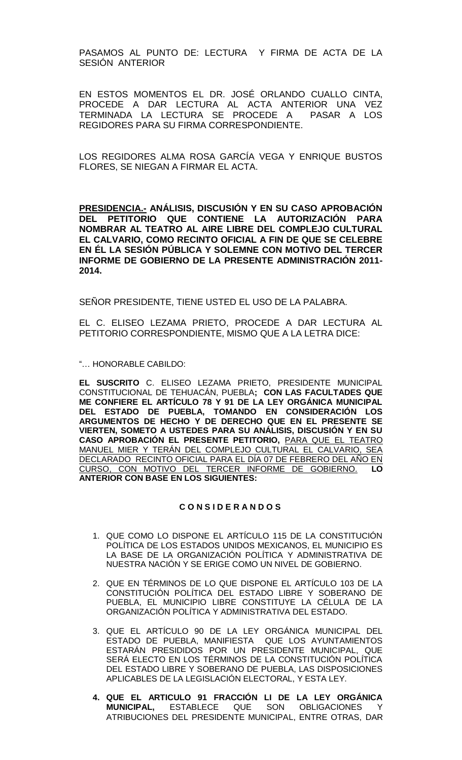PASAMOS AL PUNTO DE: LECTURA Y FIRMA DE ACTA DE LA SESIÓN ANTERIOR

EN ESTOS MOMENTOS EL DR. JOSÉ ORLANDO CUALLO CINTA, PROCEDE A DAR LECTURA AL ACTA ANTERIOR UNA VEZ TERMINADA LA LECTURA SE PROCEDE A PASAR A LOS REGIDORES PARA SU FIRMA CORRESPONDIENTE.

LOS REGIDORES ALMA ROSA GARCÍA VEGA Y ENRIQUE BUSTOS FLORES, SE NIEGAN A FIRMAR EL ACTA.

**PRESIDENCIA.- ANÁLISIS, DISCUSIÓN Y EN SU CASO APROBACIÓN DEL PETITORIO QUE CONTIENE LA AUTORIZACIÓN PARA NOMBRAR AL TEATRO AL AIRE LIBRE DEL COMPLEJO CULTURAL EL CALVARIO, COMO RECINTO OFICIAL A FIN DE QUE SE CELEBRE EN ÉL LA SESIÓN PÚBLICA Y SOLEMNE CON MOTIVO DEL TERCER INFORME DE GOBIERNO DE LA PRESENTE ADMINISTRACIÓN 2011-2014.**

SEÑOR PRESIDENTE, TIENE USTED EL USO DE LA PALABRA.

EL C. ELISEO LEZAMA PRIETO, PROCEDE A DAR LECTURA AL PETITORIO CORRESPONDIENTE, MISMO QUE A LA LETRA DICE:

"… HONORABLE CABILDO:

**EL SUSCRITO** C. ELISEO LEZAMA PRIETO, PRESIDENTE MUNICIPAL CONSTITUCIONAL DE TEHUACÁN, PUEBLA**; CON LAS FACULTADES QUE ME CONFIERE EL ARTÍCULO 78 Y 91 DE LA LEY ORGÁNICA MUNICIPAL DEL ESTADO DE PUEBLA, TOMANDO EN CONSIDERACIÓN LOS ARGUMENTOS DE HECHO Y DE DERECHO QUE EN EL PRESENTE SE VIERTEN, SOMETO A USTEDES PARA SU ANÁLISIS, DISCUSIÓN Y EN SU CASO APROBACIÓN EL PRESENTE PETITORIO,** PARA QUE EL TEATRO MANUEL MIER Y TERÁN DEL COMPLEJO CULTURAL EL CALVARIO, SEA DECLARADO RECINTO OFICIAL PARA EL DÍA 07 DE FEBRERO DEL AÑO EN CURSO, CON MOTIVO DEL TERCER INFORME DE GOBIERNO. **LO ANTERIOR CON BASE EN LOS SIGUIENTES:**

**C O N S I D E R A N D O S**

1. QUE COMO LO DISPONE EL ARTÍCULO 115 DE LA CONSTITUCIÓN POLÍTICA DE LOS ESTADOS UNIDOS MEXICANOS, EL MUNICIPIO ES LA BASE DE LA ORGANIZACIÓN POLÍTICA Y ADMINISTRATIVA DE NUESTRA NACIÓN Y SE ERIGE COMO UN NIVEL DE GOBIERNO.

2. QUE EN TÉRMINOS DE LO QUE DISPONE EL ARTÍCULO 103 DE LA CONSTITUCIÓN POLÍTICA DEL ESTADO LIBRE Y SOBERANO DE PUEBLA, EL MUNICIPIO LIBRE CONSTITUYE LA CÉLULA DE LA ORGANIZACIÓN POLÍTICA Y ADMINISTRATIVA DEL ESTADO.

3. QUE EL ARTÍCULO 90 DE LA LEY ORGÁNICA MUNICIPAL DEL ESTADO DE PUEBLA, MANIFIESTA QUE LOS AYUNTAMIENTOS ESTARÁN PRESIDIDOS POR UN PRESIDENTE MUNICIPAL, QUE SERÁ ELECTO EN LOS TÉRMINOS DE LA CONSTITUCIÓN POLÍTICA DEL ESTADO LIBRE Y SOBERANO DE PUEBLA, LAS DISPOSICIONES APLICABLES DE LA LEGISLACIÓN ELECTORAL, Y ESTA LEY.

4. **QUE EL ARTICULO 91 FRACCIÓN LI DE LA LEY ORGÁNICA MUNICIPAL,** ESTABLECE QUE SON OBLIGACIONES Y ATRIBUCIONES DEL PRESIDENTE MUNICIPAL, ENTRE OTRAS, DAR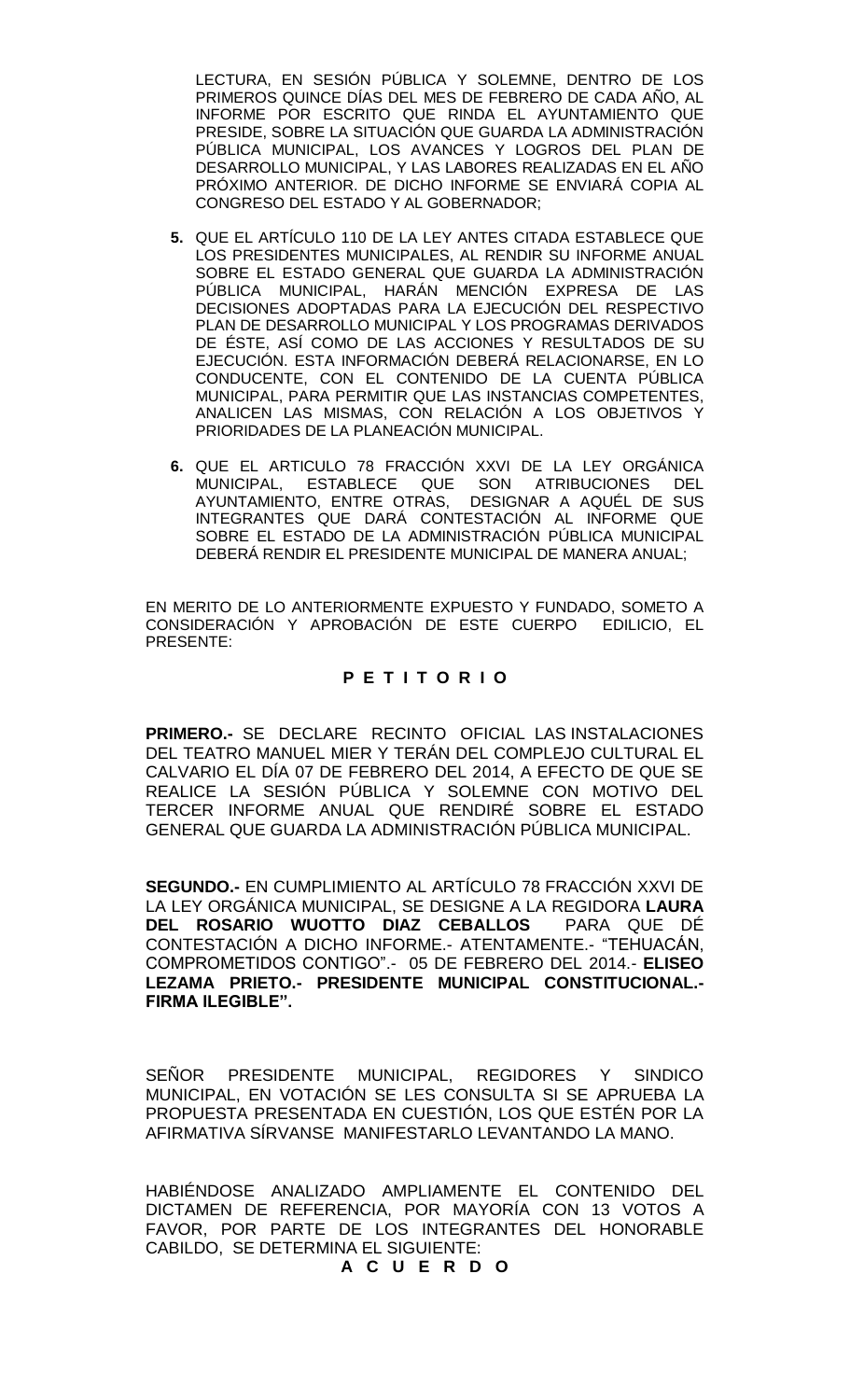LECTURA, EN SESIÓN PÚBLICA Y SOLEMNE, DENTRO DE LOS PRIMEROS QUINCE DÍAS DEL MES DE FEBRERO DE CADA AÑO, AL INFORME POR ESCRITO QUE RINDA EL AYUNTAMIENTO QUE PRESIDE, SOBRE LA SITUACIÓN QUE GUARDA LA ADMINISTRACIÓN PÚBLICA MUNICIPAL, LOS AVANCES Y LOGROS DEL PLAN DE DESARROLLO MUNICIPAL, Y LAS LABORES REALIZADAS EN EL AÑO PRÓXIMO ANTERIOR. DE DICHO INFORME SE ENVIARÁ COPIA AL CONGRESO DEL ESTADO Y AL GOBERNADOR;

**5.** QUE EL ARTÍCULO 110 DE LA LEY ANTES CITADA ESTABLECE QUE LOS PRESIDENTES MUNICIPALES, AL RENDIR SU INFORME ANUAL SOBRE EL ESTADO GENERAL QUE GUARDA LA ADMINISTRACIÓN PÚBLICA MUNICIPAL, HARÁN MENCIÓN EXPRESA DE LAS DECISIONES ADOPTADAS PARA LA EJECUCIÓN DEL RESPECTIVO PLAN DE DESARROLLO MUNICIPAL Y LOS PROGRAMAS DERIVADOS DE ÉSTE, ASÍ COMO DE LAS ACCIONES Y RESULTADOS DE SU EJECUCIÓN. ESTA INFORMACIÓN DEBERÁ RELACIONARSE, EN LO CONDUCENTE, CON EL CONTENIDO DE LA CUENTA PÚBLICA MUNICIPAL, PARA PERMITIR QUE LAS INSTANCIAS COMPETENTES, ANALICEN LAS MISMAS, CON RELACIÓN A LOS OBJETIVOS Y PRIORIDADES DE LA PLANEACIÓN MUNICIPAL.

**6.** QUE EL ARTICULO 78 FRACCIÓN XXVI DE LA LEY ORGÁNICA MUNICIPAL, ESTABLECE QUE SON ATRIBUCIONES DEL AYUNTAMIENTO, ENTRE OTRAS, DESIGNAR A AQUÉL DE SUS INTEGRANTES QUE DARÁ CONTESTACIÓN AL INFORME QUE SOBRE EL ESTADO DE LA ADMINISTRACIÓN PÚBLICA MUNICIPAL DEBERÁ RENDIR EL PRESIDENTE MUNICIPAL DE MANERA ANUAL;

EN MERITO DE LO ANTERIORMENTE EXPUESTO Y FUNDADO, SOMETO A CONSIDERACIÓN Y APROBACIÓN DE ESTE CUERPO EDILICIO, EL PRESENTE:

**P E T I T O R I O**

**PRIMERO.-** SE DECLARE RECINTO OFICIAL LAS INSTALACIONES DEL TEATRO MANUEL MIER Y TERÁN DEL COMPLEJO CULTURAL EL CALVARIO EL DÍA 07 DE FEBRERO DEL 2014, A EFECTO DE QUE SE REALICE LA SESIÓN PÚBLICA Y SOLEMNE CON MOTIVO DEL TERCER INFORME ANUAL QUE RENDIRÉ SOBRE EL ESTADO GENERAL QUE GUARDA LA ADMINISTRACIÓN PÚBLICA MUNICIPAL.

**SEGUNDO.-** EN CUMPLIMIENTO AL ARTÍCULO 78 FRACCIÓN XXVI DE LA LEY ORGÁNICA MUNICIPAL, SE DESIGNE A LA REGIDORA **LAURA DEL ROSARIO WUOTTO DIAZ CEBALLOS** PARA QUE DÉ CONTESTACIÓN A DICHO INFORME.- ATENTAMENTE.- "TEHUACÁN, COMPROMETIDOS CONTIGO".- 05 DE FEBRERO DEL 2014.- **ELISEO LEZAMA PRIETO.- PRESIDENTE MUNICIPAL CONSTITUCIONAL.- FIRMA ILEGIBLE".**

SEÑOR PRESIDENTE MUNICIPAL, REGIDORES Y SINDICO MUNICIPAL, EN VOTACIÓN SE LES CONSULTA SI SE APRUEBA LA PROPUESTA PRESENTADA EN CUESTIÓN, LOS QUE ESTÉN POR LA AFIRMATIVA SÍRVANSE MANIFESTARLO LEVANTANDO LA MANO.

HABIÉNDOSE ANALIZADO AMPLIAMENTE EL CONTENIDO DEL DICTAMEN DE REFERENCIA, POR MAYORÍA CON 13 VOTOS A FAVOR, POR PARTE DE LOS INTEGRANTES DEL HONORABLE CABILDO, SE DETERMINA EL SIGUIENTE:

**A C U E R D O**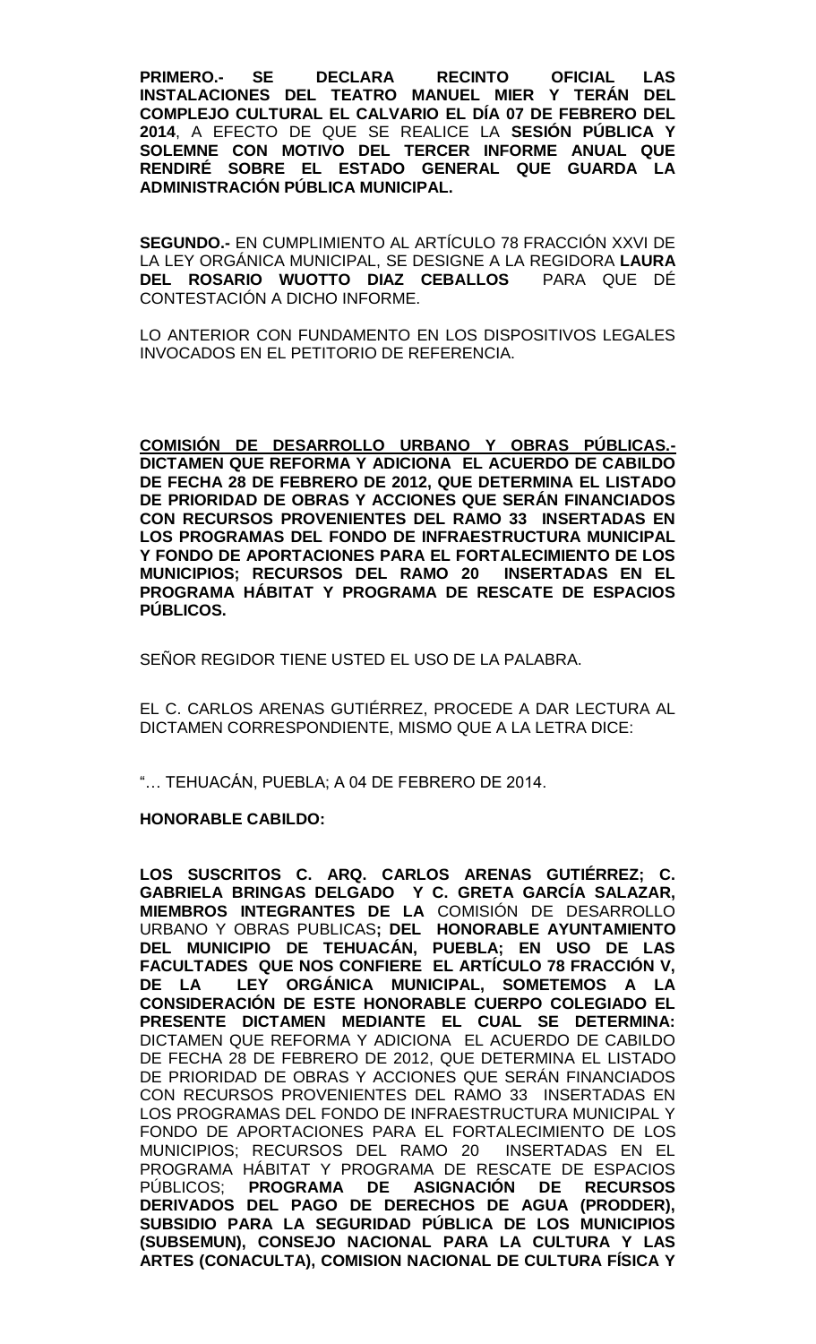**PRIMERO.- SE DECLARA RECINTO OFICIAL LAS INSTALACIONES DEL TEATRO MANUEL MIER Y TERÁN DEL COMPLEJO CULTURAL EL CALVARIO EL DÍA 07 DE FEBRERO DEL 2014**, A EFECTO DE QUE SE REALICE LA **SESIÓN PÚBLICA Y SOLEMNE CON MOTIVO DEL TERCER INFORME ANUAL QUE RENDIRÉ SOBRE EL ESTADO GENERAL QUE GUARDA LA ADMINISTRACIÓN PÚBLICA MUNICIPAL.**

**SEGUNDO.-** EN CUMPLIMIENTO AL ARTÍCULO 78 FRACCIÓN XXVI DE LA LEY ORGÁNICA MUNICIPAL, SE DESIGNE A LA REGIDORA **LAURA DEL ROSARIO WUOTTO DIAZ CEBALLOS** PARA QUE DÉ CONTESTACIÓN A DICHO INFORME.

LO ANTERIOR CON FUNDAMENTO EN LOS DISPOSITIVOS LEGALES INVOCADOS EN EL PETITORIO DE REFERENCIA.

**COMISIÓN DE DESARROLLO URBANO Y OBRAS PÚBLICAS.- DICTAMEN QUE REFORMA Y ADICIONA EL ACUERDO DE CABILDO DE FECHA 28 DE FEBRERO DE 2012, QUE DETERMINA EL LISTADO DE PRIORIDAD DE OBRAS Y ACCIONES QUE SERÁN FINANCIADOS CON RECURSOS PROVENIENTES DEL RAMO 33 INSERTADAS EN LOS PROGRAMAS DEL FONDO DE INFRAESTRUCTURA MUNICIPAL Y FONDO DE APORTACIONES PARA EL FORTALECIMIENTO DE LOS MUNICIPIOS; RECURSOS DEL RAMO 20 INSERTADAS EN EL PROGRAMA HÁBITAT Y PROGRAMA DE RESCATE DE ESPACIOS PÚBLICOS.**

SEÑOR REGIDOR TIENE USTED EL USO DE LA PALABRA.

EL C. CARLOS ARENAS GUTIÉRREZ, PROCEDE A DAR LECTURA AL DICTAMEN CORRESPONDIENTE, MISMO QUE A LA LETRA DICE:

"… TEHUACÁN, PUEBLA; A 04 DE FEBRERO DE 2014.

**HONORABLE CABILDO:**

**LOS SUSCRITOS C. ARQ. CARLOS ARENAS GUTIÉRREZ; C. GABRIELA BRINGAS DELGADO Y C. GRETA GARCÍA SALAZAR, MIEMBROS INTEGRANTES DE LA** COMISIÓN DE DESARROLLO URBANO Y OBRAS PUBLICAS**; DEL HONORABLE AYUNTAMIENTO DEL MUNICIPIO DE TEHUACÁN, PUEBLA; EN USO DE LAS FACULTADES QUE NOS CONFIERE EL ARTÍCULO 78 FRACCIÓN V, DE LA LEY ORGÁNICA MUNICIPAL, SOMETEMOS A LA CONSIDERACIÓN DE ESTE HONORABLE CUERPO COLEGIADO EL PRESENTE DICTAMEN MEDIANTE EL CUAL SE DETERMINA:** DICTAMEN QUE REFORMA Y ADICIONA EL ACUERDO DE CABILDO DE FECHA 28 DE FEBRERO DE 2012, QUE DETERMINA EL LISTADO DE PRIORIDAD DE OBRAS Y ACCIONES QUE SERÁN FINANCIADOS CON RECURSOS PROVENIENTES DEL RAMO 33 INSERTADAS EN LOS PROGRAMAS DEL FONDO DE INFRAESTRUCTURA MUNICIPAL Y FONDO DE APORTACIONES PARA EL FORTALECIMIENTO DE LOS MUNICIPIOS; RECURSOS DEL RAMO 20 INSERTADAS EN EL PROGRAMA HÁBITAT Y PROGRAMA DE RESCATE DE ESPACIOS PÚBLICOS; **PROGRAMA DE ASIGNACIÓN DE RECURSOS DERIVADOS DEL PAGO DE DERECHOS DE AGUA (PRODDER), SUBSIDIO PARA LA SEGURIDAD PÚBLICA DE LOS MUNICIPIOS (SUBSEMUN), CONSEJO NACIONAL PARA LA CULTURA Y LAS ARTES (CONACULTA), COMISION NACIONAL DE CULTURA FÍSICA Y**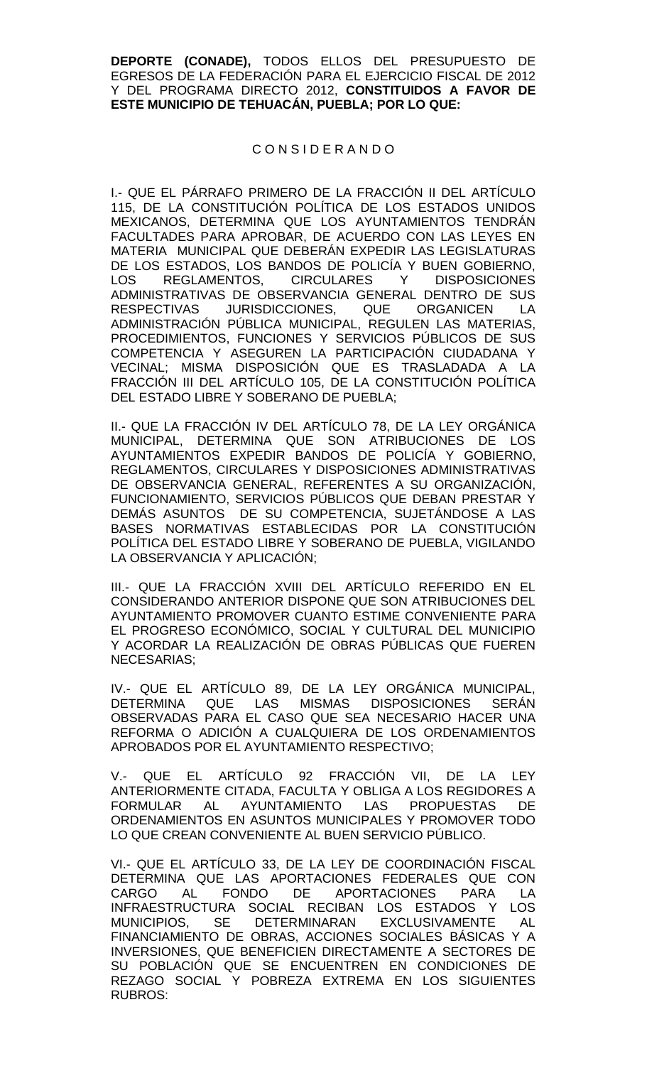**DEPORTE (CONADE),** TODOS ELLOS DEL PRESUPUESTO DE EGRESOS DE LA FEDERACIÓN PARA EL EJERCICIO FISCAL DE 2012 Y DEL PROGRAMA DIRECTO 2012, **CONSTITUIDOS A FAVOR DE ESTE MUNICIPIO DE TEHUACÁN, PUEBLA; POR LO QUE:**

C O N S I D E R A N D O

I.- QUE EL PÁRRAFO PRIMERO DE LA FRACCIÓN II DEL ARTÍCULO 115, DE LA CONSTITUCIÓN POLÍTICA DE LOS ESTADOS UNIDOS MEXICANOS, DETERMINA QUE LOS AYUNTAMIENTOS TENDRÁN FACULTADES PARA APROBAR, DE ACUERDO CON LAS LEYES EN MATERIA MUNICIPAL QUE DEBERÁN EXPEDIR LAS LEGISLATURAS DE LOS ESTADOS, LOS BANDOS DE POLICÍA Y BUEN GOBIERNO, LOS REGLAMENTOS, CIRCULARES Y DISPOSICIONES ADMINISTRATIVAS DE OBSERVANCIA GENERAL DENTRO DE SUS RESPECTIVAS JURISDICCIONES, QUE ORGANICEN LA ADMINISTRACIÓN PÚBLICA MUNICIPAL, REGULEN LAS MATERIAS, PROCEDIMIENTOS, FUNCIONES Y SERVICIOS PÚBLICOS DE SUS COMPETENCIA Y ASEGUREN LA PARTICIPACIÓN CIUDADANA Y VECINAL; MISMA DISPOSICIÓN QUE ES TRASLADADA A LA FRACCIÓN III DEL ARTÍCULO 105, DE LA CONSTITUCIÓN POLÍTICA DEL ESTADO LIBRE Y SOBERANO DE PUEBLA;

II.- QUE LA FRACCIÓN IV DEL ARTÍCULO 78, DE LA LEY ORGÁNICA MUNICIPAL, DETERMINA QUE SON ATRIBUCIONES DE LOS AYUNTAMIENTOS EXPEDIR BANDOS DE POLICÍA Y GOBIERNO, REGLAMENTOS, CIRCULARES Y DISPOSICIONES ADMINISTRATIVAS DE OBSERVANCIA GENERAL, REFERENTES A SU ORGANIZACIÓN, FUNCIONAMIENTO, SERVICIOS PÚBLICOS QUE DEBAN PRESTAR Y DEMÁS ASUNTOS DE SU COMPETENCIA, SUJETÁNDOSE A LAS BASES NORMATIVAS ESTABLECIDAS POR LA CONSTITUCIÓN POLÍTICA DEL ESTADO LIBRE Y SOBERANO DE PUEBLA, VIGILANDO LA OBSERVANCIA Y APLICACIÓN;

III.- QUE LA FRACCIÓN XVIII DEL ARTÍCULO REFERIDO EN EL CONSIDERANDO ANTERIOR DISPONE QUE SON ATRIBUCIONES DEL AYUNTAMIENTO PROMOVER CUANTO ESTIME CONVENIENTE PARA EL PROGRESO ECONÓMICO, SOCIAL Y CULTURAL DEL MUNICIPIO Y ACORDAR LA REALIZACIÓN DE OBRAS PÚBLICAS QUE FUEREN NECESARIAS;

IV.- QUE EL ARTÍCULO 89, DE LA LEY ORGÁNICA MUNICIPAL, DETERMINA QUE LAS MISMAS DISPOSICIONES SERÁN OBSERVADAS PARA EL CASO QUE SEA NECESARIO HACER UNA REFORMA O ADICIÓN A CUALQUIERA DE LOS ORDENAMIENTOS APROBADOS POR EL AYUNTAMIENTO RESPECTIVO;

V.- QUE EL ARTÍCULO 92 FRACCIÓN VII, DE LA LEY ANTERIORMENTE CITADA, FACULTA Y OBLIGA A LOS REGIDORES A FORMULAR AL AYUNTAMIENTO LAS PROPUESTAS DE ORDENAMIENTOS EN ASUNTOS MUNICIPALES Y PROMOVER TODO LO QUE CREAN CONVENIENTE AL BUEN SERVICIO PÚBLICO.

VI.- QUE EL ARTÍCULO 33, DE LA LEY DE COORDINACIÓN FISCAL DETERMINA QUE LAS APORTACIONES FEDERALES QUE CON CARGO AL FONDO DE APORTACIONES PARA LA INFRAESTRUCTURA SOCIAL RECIBAN LOS ESTADOS Y LOS MUNICIPIOS, SE DETERMINARAN EXCLUSIVAMENTE AL FINANCIAMIENTO DE OBRAS, ACCIONES SOCIALES BÁSICAS Y A INVERSIONES, QUE BENEFICIEN DIRECTAMENTE A SECTORES DE SU POBLACIÓN QUE SE ENCUENTREN EN CONDICIONES DE REZAGO SOCIAL Y POBREZA EXTREMA EN LOS SIGUIENTES RUBROS: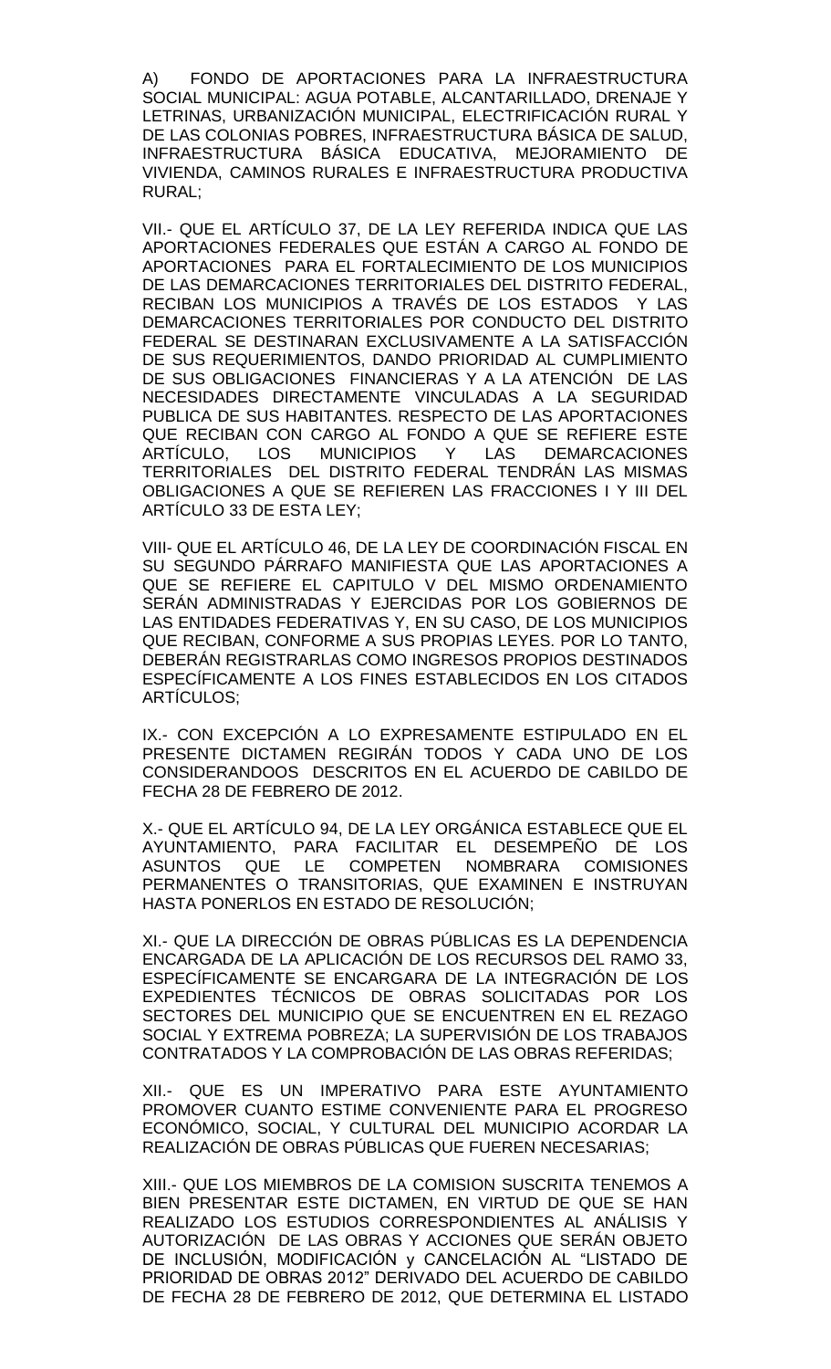A) FONDO DE APORTACIONES PARA LA INFRAESTRUCTURA SOCIAL MUNICIPAL: AGUA POTABLE, ALCANTARILLADO, DRENAJE Y LETRINAS, URBANIZACIÓN MUNICIPAL, ELECTRIFICACIÓN RURAL Y DE LAS COLONIAS POBRES, INFRAESTRUCTURA BÁSICA DE SALUD, INFRAESTRUCTURA BÁSICA EDUCATIVA, MEJORAMIENTO DE VIVIENDA, CAMINOS RURALES E INFRAESTRUCTURA PRODUCTIVA RURAL;

VII.- QUE EL ARTÍCULO 37, DE LA LEY REFERIDA INDICA QUE LAS APORTACIONES FEDERALES QUE ESTÁN A CARGO AL FONDO DE APORTACIONES PARA EL FORTALECIMIENTO DE LOS MUNICIPIOS DE LAS DEMARCACIONES TERRITORIALES DEL DISTRITO FEDERAL, RECIBAN LOS MUNICIPIOS A TRAVÉS DE LOS ESTADOS Y LAS DEMARCACIONES TERRITORIALES POR CONDUCTO DEL DISTRITO FEDERAL SE DESTINARAN EXCLUSIVAMENTE A LA SATISFACCIÓN DE SUS REQUERIMIENTOS, DANDO PRIORIDAD AL CUMPLIMIENTO DE SUS OBLIGACIONES FINANCIERAS Y A LA ATENCIÓN DE LAS NECESIDADES DIRECTAMENTE VINCULADAS A LA SEGURIDAD PUBLICA DE SUS HABITANTES. RESPECTO DE LAS APORTACIONES QUE RECIBAN CON CARGO AL FONDO A QUE SE REFIERE ESTE ARTÍCULO, LOS MUNICIPIOS Y LAS DEMARCACIONES TERRITORIALES DEL DISTRITO FEDERAL TENDRÁN LAS MISMAS OBLIGACIONES A QUE SE REFIEREN LAS FRACCIONES I Y III DEL ARTÍCULO 33 DE ESTA LEY;

VIII- QUE EL ARTÍCULO 46, DE LA LEY DE COORDINACIÓN FISCAL EN SU SEGUNDO PÁRRAFO MANIFIESTA QUE LAS APORTACIONES A QUE SE REFIERE EL CAPITULO V DEL MISMO ORDENAMIENTO SERÁN ADMINISTRADAS Y EJERCIDAS POR LOS GOBIERNOS DE LAS ENTIDADES FEDERATIVAS Y, EN SU CASO, DE LOS MUNICIPIOS QUE RECIBAN, CONFORME A SUS PROPIAS LEYES. POR LO TANTO, DEBERÁN REGISTRARLAS COMO INGRESOS PROPIOS DESTINADOS ESPECÍFICAMENTE A LOS FINES ESTABLECIDOS EN LOS CITADOS ARTÍCULOS;

IX.- CON EXCEPCIÓN A LO EXPRESAMENTE ESTIPULADO EN EL PRESENTE DICTAMEN REGIRÁN TODOS Y CADA UNO DE LOS CONSIDERANDOOS DESCRITOS EN EL ACUERDO DE CABILDO DE FECHA 28 DE FEBRERO DE 2012.

X.- QUE EL ARTÍCULO 94, DE LA LEY ORGÁNICA ESTABLECE QUE EL AYUNTAMIENTO, PARA FACILITAR EL DESEMPEÑO DE LOS ASUNTOS QUE LE COMPETEN NOMBRARA COMISIONES PERMANENTES O TRANSITORIAS, QUE EXAMINEN E INSTRUYAN HASTA PONERLOS EN ESTADO DE RESOLUCIÓN;

XI.- QUE LA DIRECCIÓN DE OBRAS PÚBLICAS ES LA DEPENDENCIA ENCARGADA DE LA APLICACIÓN DE LOS RECURSOS DEL RAMO 33, ESPECÍFICAMENTE SE ENCARGARA DE LA INTEGRACIÓN DE LOS EXPEDIENTES TÉCNICOS DE OBRAS SOLICITADAS POR LOS SECTORES DEL MUNICIPIO QUE SE ENCUENTREN EN EL REZAGO SOCIAL Y EXTREMA POBREZA; LA SUPERVISIÓN DE LOS TRABAJOS CONTRATADOS Y LA COMPROBACIÓN DE LAS OBRAS REFERIDAS;

XII.- QUE ES UN IMPERATIVO PARA ESTE AYUNTAMIENTO PROMOVER CUANTO ESTIME CONVENIENTE PARA EL PROGRESO ECONÓMICO, SOCIAL, Y CULTURAL DEL MUNICIPIO ACORDAR LA REALIZACIÓN DE OBRAS PÚBLICAS QUE FUEREN NECESARIAS;

XIII.- QUE LOS MIEMBROS DE LA COMISION SUSCRITA TENEMOS A BIEN PRESENTAR ESTE DICTAMEN, EN VIRTUD DE QUE SE HAN REALIZADO LOS ESTUDIOS CORRESPONDIENTES AL ANÁLISIS Y AUTORIZACIÓN DE LAS OBRAS Y ACCIONES QUE SERÁN OBJETO DE INCLUSIÓN, MODIFICACIÓN y CANCELACIÓN AL "LISTADO DE PRIORIDAD DE OBRAS 2012" DERIVADO DEL ACUERDO DE CABILDO DE FECHA 28 DE FEBRERO DE 2012, QUE DETERMINA EL LISTADO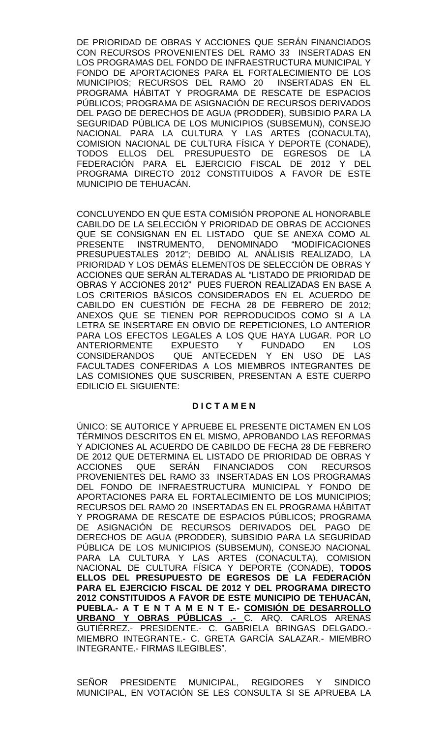DE PRIORIDAD DE OBRAS Y ACCIONES QUE SERÁN FINANCIADOS CON RECURSOS PROVENIENTES DEL RAMO 33 INSERTADAS EN LOS PROGRAMAS DEL FONDO DE INFRAESTRUCTURA MUNICIPAL Y FONDO DE APORTACIONES PARA EL FORTALECIMIENTO DE LOS MUNICIPIOS; RECURSOS DEL RAMO 20 INSERTADAS EN EL PROGRAMA HÁBITAT Y PROGRAMA DE RESCATE DE ESPACIOS PÚBLICOS; PROGRAMA DE ASIGNACIÓN DE RECURSOS DERIVADOS DEL PAGO DE DERECHOS DE AGUA (PRODDER), SUBSIDIO PARA LA SEGURIDAD PÚBLICA DE LOS MUNICIPIOS (SUBSEMUN), CONSEJO NACIONAL PARA LA CULTURA Y LAS ARTES (CONACULTA), COMISION NACIONAL DE CULTURA FÍSICA Y DEPORTE (CONADE), TODOS ELLOS DEL PRESUPUESTO DE EGRESOS DE LA FEDERACIÓN PARA EL EJERCICIO FISCAL DE 2012 Y DEL PROGRAMA DIRECTO 2012 CONSTITUIDOS A FAVOR DE ESTE MUNICIPIO DE TEHUACÁN.

CONCLUYENDO EN QUE ESTA COMISIÓN PROPONE AL HONORABLE CABILDO DE LA SELECCIÓN Y PRIORIDAD DE OBRAS DE ACCIONES QUE SE CONSIGNAN EN EL LISTADO QUE SE ANEXA COMO AL PRESENTE INSTRUMENTO, DENOMINADO "MODIFICACIONES PRESUPUESTALES 2012"; DEBIDO AL ANÁLISIS REALIZADO, LA PRIORIDAD Y LOS DEMÁS ELEMENTOS DE SELECCIÓN DE OBRAS Y ACCIONES QUE SERÁN ALTERADAS AL "LISTADO DE PRIORIDAD DE OBRAS Y ACCIONES 2012" PUES FUERON REALIZADAS EN BASE A LOS CRITERIOS BÁSICOS CONSIDERADOS EN EL ACUERDO DE CABILDO EN CUESTIÓN DE FECHA 28 DE FEBRERO DE 2012; ANEXOS QUE SE TIENEN POR REPRODUCIDOS COMO SI A LA LETRA SE INSERTARE EN OBVIO DE REPETICIONES, LO ANTERIOR PARA LOS EFECTOS LEGALES A LOS QUE HAYA LUGAR. POR LO ANTERIORMENTE EXPUESTO Y FUNDADO EN LOS CONSIDERANDOS QUE ANTECEDEN Y EN USO DE LAS FACULTADES CONFERIDAS A LOS MIEMBROS INTEGRANTES DE LAS COMISIONES QUE SUSCRIBEN, PRESENTAN A ESTE CUERPO EDILICIO EL SIGUIENTE:

**D I C T A M E N**

ÚNICO: SE AUTORICE Y APRUEBE EL PRESENTE DICTAMEN EN LOS TÉRMINOS DESCRITOS EN EL MISMO, APROBANDO LAS REFORMAS Y ADICIONES AL ACUERDO DE CABILDO DE FECHA 28 DE FEBRERO DE 2012 QUE DETERMINA EL LISTADO DE PRIORIDAD DE OBRAS Y ACCIONES QUE SERÁN FINANCIADOS CON RECURSOS PROVENIENTES DEL RAMO 33 INSERTADAS EN LOS PROGRAMAS DEL FONDO DE INFRAESTRUCTURA MUNICIPAL Y FONDO DE APORTACIONES PARA EL FORTALECIMIENTO DE LOS MUNICIPIOS; RECURSOS DEL RAMO 20 INSERTADAS EN EL PROGRAMA HÁBITAT Y PROGRAMA DE RESCATE DE ESPACIOS PÚBLICOS; PROGRAMA DE ASIGNACIÓN DE RECURSOS DERIVADOS DEL PAGO DE DERECHOS DE AGUA (PRODDER), SUBSIDIO PARA LA SEGURIDAD PÚBLICA DE LOS MUNICIPIOS (SUBSEMUN), CONSEJO NACIONAL PARA LA CULTURA Y LAS ARTES (CONACULTA), COMISION NACIONAL DE CULTURA FÍSICA Y DEPORTE (CONADE), **TODOS ELLOS DEL PRESUPUESTO DE EGRESOS DE LA FEDERACIÓN PARA EL EJERCICIO FISCAL DE 2012 Y DEL PROGRAMA DIRECTO 2012 CONSTITUIDOS A FAVOR DE ESTE MUNICIPIO DE TEHUACÁN, PUEBLA.- A T E N T A M E N T E.- COMISIÓN DE DESARROLLO URBANO Y OBRAS PÚBLICAS .-** C. ARQ. CARLOS ARENAS GUTIÉRREZ.- PRESIDENTE.- C. GABRIELA BRINGAS DELGADO.- MIEMBRO INTEGRANTE.- C. GRETA GARCÍA SALAZAR.- MIEMBRO INTEGRANTE.- FIRMAS ILEGIBLES".

SEÑOR PRESIDENTE MUNICIPAL, REGIDORES Y SINDICO MUNICIPAL, EN VOTACIÓN SE LES CONSULTA SI SE APRUEBA LA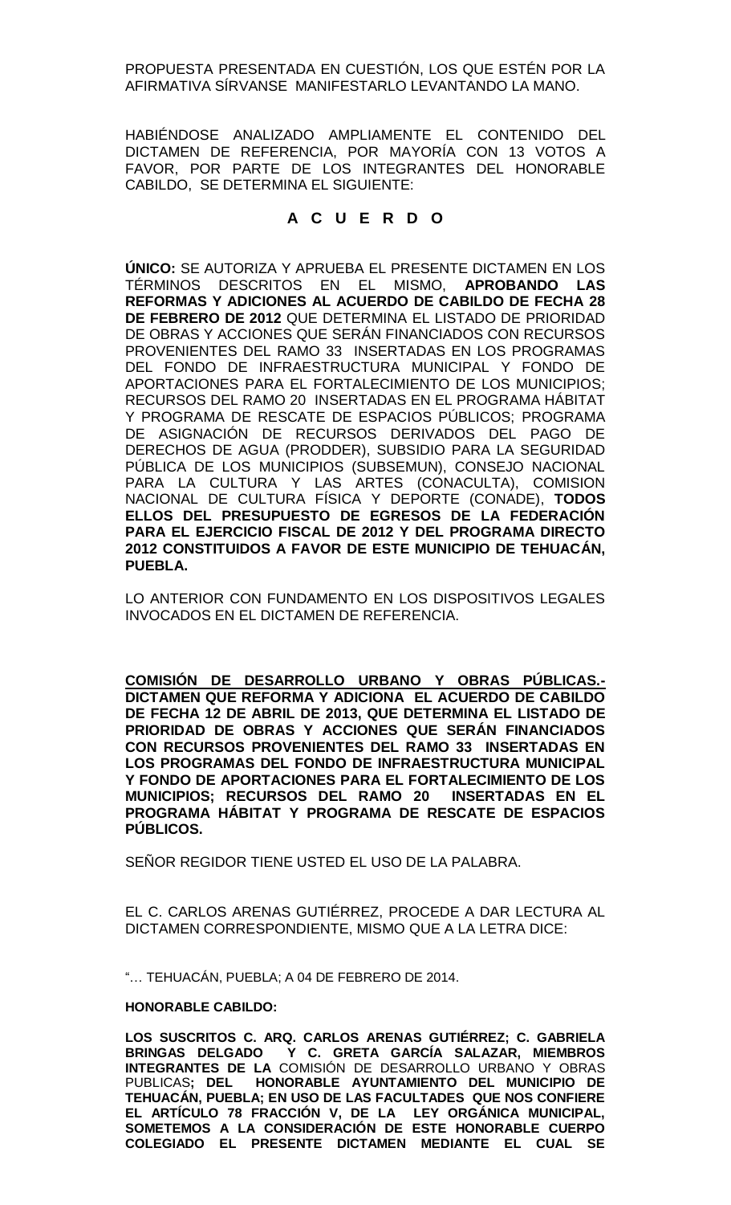PROPUESTA PRESENTADA EN CUESTIÓN, LOS QUE ESTÉN POR LA AFIRMATIVA SÍRVANSE MANIFESTARLO LEVANTANDO LA MANO.

HABIÉNDOSE ANALIZADO AMPLIAMENTE EL CONTENIDO DEL DICTAMEN DE REFERENCIA, POR MAYORÍA CON 13 VOTOS A FAVOR, POR PARTE DE LOS INTEGRANTES DEL HONORABLE CABILDO, SE DETERMINA EL SIGUIENTE:

**A C U E R D O**

**ÚNICO:** SE AUTORIZA Y APRUEBA EL PRESENTE DICTAMEN EN LOS TÉRMINOS DESCRITOS EN EL MISMO, **APROBANDO LAS REFORMAS Y ADICIONES AL ACUERDO DE CABILDO DE FECHA 28 DE FEBRERO DE 2012** QUE DETERMINA EL LISTADO DE PRIORIDAD DE OBRAS Y ACCIONES QUE SERÁN FINANCIADOS CON RECURSOS PROVENIENTES DEL RAMO 33 INSERTADAS EN LOS PROGRAMAS DEL FONDO DE INFRAESTRUCTURA MUNICIPAL Y FONDO DE APORTACIONES PARA EL FORTALECIMIENTO DE LOS MUNICIPIOS; RECURSOS DEL RAMO 20 INSERTADAS EN EL PROGRAMA HÁBITAT Y PROGRAMA DE RESCATE DE ESPACIOS PÚBLICOS; PROGRAMA DE ASIGNACIÓN DE RECURSOS DERIVADOS DEL PAGO DE DERECHOS DE AGUA (PRODDER), SUBSIDIO PARA LA SEGURIDAD PÚBLICA DE LOS MUNICIPIOS (SUBSEMUN), CONSEJO NACIONAL PARA LA CULTURA Y LAS ARTES (CONACULTA), COMISION NACIONAL DE CULTURA FÍSICA Y DEPORTE (CONADE), **TODOS ELLOS DEL PRESUPUESTO DE EGRESOS DE LA FEDERACIÓN PARA EL EJERCICIO FISCAL DE 2012 Y DEL PROGRAMA DIRECTO 2012 CONSTITUIDOS A FAVOR DE ESTE MUNICIPIO DE TEHUACÁN, PUEBLA.**

LO ANTERIOR CON FUNDAMENTO EN LOS DISPOSITIVOS LEGALES INVOCADOS EN EL DICTAMEN DE REFERENCIA.

**<u>COMISIÓN DE DESARROLLO URBANO Y OBRAS PÚBLICAS.-</u> DICTAMEN QUE REFORMA Y ADICIONA EL ACUERDO DE CABILDO DE FECHA 12 DE ABRIL DE 2013, QUE DETERMINA EL LISTADO DE PRIORIDAD DE OBRAS Y ACCIONES QUE SERÁN FINANCIADOS CON RECURSOS PROVENIENTES DEL RAMO 33 INSERTADAS EN LOS PROGRAMAS DEL FONDO DE INFRAESTRUCTURA MUNICIPAL Y FONDO DE APORTACIONES PARA EL FORTALECIMIENTO DE LOS MUNICIPIOS; RECURSOS DEL RAMO 20 INSERTADAS EN EL PROGRAMA HÁBITAT Y PROGRAMA DE RESCATE DE ESPACIOS PÚBLICOS.**

SEÑOR REGIDOR TIENE USTED EL USO DE LA PALABRA.

EL C. CARLOS ARENAS GUTIÉRREZ, PROCEDE A DAR LECTURA AL DICTAMEN CORRESPONDIENTE, MISMO QUE A LA LETRA DICE:

"… TEHUACÁN, PUEBLA; A 04 DE FEBRERO DE 2014.

**HONORABLE CABILDO:**

**LOS SUSCRITOS C. ARQ. CARLOS ARENAS GUTIÉRREZ; C. GABRIELA BRINGAS DELGADO Y C. GRETA GARCÍA SALAZAR, MIEMBROS INTEGRANTES DE LA** COMISIÓN DE DESARROLLO URBANO Y OBRAS PUBLICAS**; DEL HONORABLE AYUNTAMIENTO DEL MUNICIPIO DE TEHUACÁN, PUEBLA; EN USO DE LAS FACULTADES QUE NOS CONFIERE EL ARTÍCULO 78 FRACCIÓN V, DE LA LEY ORGÁNICA MUNICIPAL, SOMETEMOS A LA CONSIDERACIÓN DE ESTE HONORABLE CUERPO COLEGIADO EL PRESENTE DICTAMEN MEDIANTE EL CUAL SE**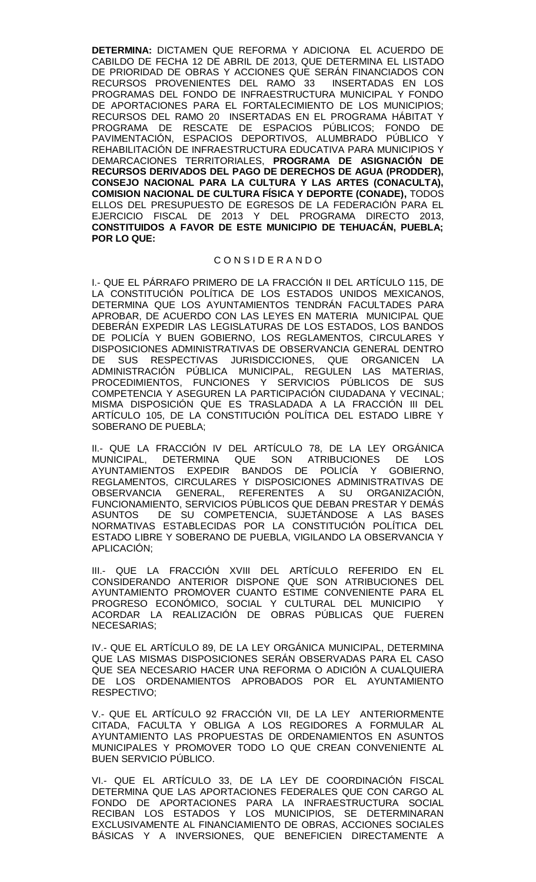**DETERMINA:** DICTAMEN QUE REFORMA Y ADICIONA EL ACUERDO DE CABILDO DE FECHA 12 DE ABRIL DE 2013, QUE DETERMINA EL LISTADO DE PRIORIDAD DE OBRAS Y ACCIONES QUE SERÁN FINANCIADOS CON RECURSOS PROVENIENTES DEL RAMO 33 INSERTADAS EN LOS PROGRAMAS DEL FONDO DE INFRAESTRUCTURA MUNICIPAL Y FONDO DE APORTACIONES PARA EL FORTALECIMIENTO DE LOS MUNICIPIOS; RECURSOS DEL RAMO 20 INSERTADAS EN EL PROGRAMA HÁBITAT Y PROGRAMA DE RESCATE DE ESPACIOS PÚBLICOS; FONDO DE PAVIMENTACIÓN, ESPACIOS DEPORTIVOS, ALUMBRADO PÚBLICO Y REHABILITACIÓN DE INFRAESTRUCTURA EDUCATIVA PARA MUNICIPIOS Y DEMARCACIONES TERRITORIALES, **PROGRAMA DE ASIGNACIÓN DE RECURSOS DERIVADOS DEL PAGO DE DERECHOS DE AGUA (PRODDER), CONSEJO NACIONAL PARA LA CULTURA Y LAS ARTES (CONACULTA), COMISION NACIONAL DE CULTURA FÍSICA Y DEPORTE (CONADE),** TODOS ELLOS DEL PRESUPUESTO DE EGRESOS DE LA FEDERACIÓN PARA EL EJERCICIO FISCAL DE 2013 Y DEL PROGRAMA DIRECTO 2013, **CONSTITUIDOS A FAVOR DE ESTE MUNICIPIO DE TEHUACÁN, PUEBLA; POR LO QUE:**

C O N S I D E R A N D O

I.- QUE EL PÁRRAFO PRIMERO DE LA FRACCIÓN II DEL ARTÍCULO 115, DE LA CONSTITUCIÓN POLÍTICA DE LOS ESTADOS UNIDOS MEXICANOS, DETERMINA QUE LOS AYUNTAMIENTOS TENDRÁN FACULTADES PARA APROBAR, DE ACUERDO CON LAS LEYES EN MATERIA MUNICIPAL QUE DEBERÁN EXPEDIR LAS LEGISLATURAS DE LOS ESTADOS, LOS BANDOS DE POLICÍA Y BUEN GOBIERNO, LOS REGLAMENTOS, CIRCULARES Y DISPOSICIONES ADMINISTRATIVAS DE OBSERVANCIA GENERAL DENTRO DE SUS RESPECTIVAS JURISDICCIONES, QUE ORGANICEN LA ADMINISTRACIÓN PÚBLICA MUNICIPAL, REGULEN LAS MATERIAS, PROCEDIMIENTOS, FUNCIONES Y SERVICIOS PÚBLICOS DE SUS COMPETENCIA Y ASEGUREN LA PARTICIPACIÓN CIUDADANA Y VECINAL; MISMA DISPOSICIÓN QUE ES TRASLADADA A LA FRACCIÓN III DEL ARTÍCULO 105, DE LA CONSTITUCIÓN POLÍTICA DEL ESTADO LIBRE Y SOBERANO DE PUEBLA;

II.- QUE LA FRACCIÓN IV DEL ARTÍCULO 78, DE LA LEY ORGÁNICA MUNICIPAL, DETERMINA QUE SON ATRIBUCIONES DE LOS AYUNTAMIENTOS EXPEDIR BANDOS DE POLICÍA Y GOBIERNO, REGLAMENTOS, CIRCULARES Y DISPOSICIONES ADMINISTRATIVAS DE OBSERVANCIA GENERAL, REFERENTES A SU ORGANIZACIÓN, FUNCIONAMIENTO, SERVICIOS PÚBLICOS QUE DEBAN PRESTAR Y DEMÁS ASUNTOS DE SU COMPETENCIA, SUJETÁNDOSE A LAS BASES NORMATIVAS ESTABLECIDAS POR LA CONSTITUCIÓN POLÍTICA DEL ESTADO LIBRE Y SOBERANO DE PUEBLA, VIGILANDO LA OBSERVANCIA Y APLICACIÓN;

III.- QUE LA FRACCIÓN XVIII DEL ARTÍCULO REFERIDO EN EL CONSIDERANDO ANTERIOR DISPONE QUE SON ATRIBUCIONES DEL AYUNTAMIENTO PROMOVER CUANTO ESTIME CONVENIENTE PARA EL PROGRESO ECONÓMICO, SOCIAL Y CULTURAL DEL MUNICIPIO Y ACORDAR LA REALIZACIÓN DE OBRAS PÚBLICAS QUE FUEREN NECESARIAS;

IV.- QUE EL ARTÍCULO 89, DE LA LEY ORGÁNICA MUNICIPAL, DETERMINA QUE LAS MISMAS DISPOSICIONES SERÁN OBSERVADAS PARA EL CASO QUE SEA NECESARIO HACER UNA REFORMA O ADICIÓN A CUALQUIERA DE LOS ORDENAMIENTOS APROBADOS POR EL AYUNTAMIENTO RESPECTIVO;

V.- QUE EL ARTÍCULO 92 FRACCIÓN VII, DE LA LEY ANTERIORMENTE CITADA, FACULTA Y OBLIGA A LOS REGIDORES A FORMULAR AL AYUNTAMIENTO LAS PROPUESTAS DE ORDENAMIENTOS EN ASUNTOS MUNICIPALES Y PROMOVER TODO LO QUE CREAN CONVENIENTE AL BUEN SERVICIO PÚBLICO.

VI.- QUE EL ARTÍCULO 33, DE LA LEY DE COORDINACIÓN FISCAL DETERMINA QUE LAS APORTACIONES FEDERALES QUE CON CARGO AL FONDO DE APORTACIONES PARA LA INFRAESTRUCTURA SOCIAL RECIBAN LOS ESTADOS Y LOS MUNICIPIOS, SE DETERMINARAN EXCLUSIVAMENTE AL FINANCIAMIENTO DE OBRAS, ACCIONES SOCIALES BÁSICAS Y A INVERSIONES, QUE BENEFICIEN DIRECTAMENTE A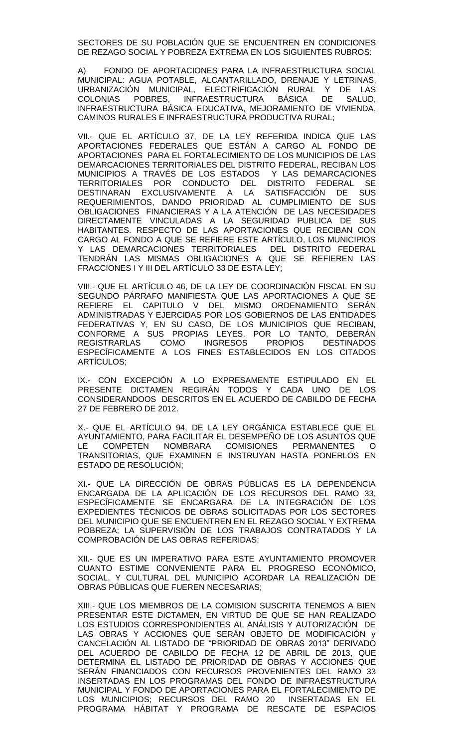SECTORES DE SU POBLACIÓN QUE SE ENCUENTREN EN CONDICIONES DE REZAGO SOCIAL Y POBREZA EXTREMA EN LOS SIGUIENTES RUBROS:

A) FONDO DE APORTACIONES PARA LA INFRAESTRUCTURA SOCIAL MUNICIPAL: AGUA POTABLE, ALCANTARILLADO, DRENAJE Y LETRINAS, URBANIZACIÓN MUNICIPAL, ELECTRIFICACIÓN RURAL Y DE LAS COLONIAS POBRES, INFRAESTRUCTURA BÁSICA DE SALUD, INFRAESTRUCTURA BÁSICA EDUCATIVA, MEJORAMIENTO DE VIVIENDA, CAMINOS RURALES E INFRAESTRUCTURA PRODUCTIVA RURAL;

VII.- QUE EL ARTÍCULO 37, DE LA LEY REFERIDA INDICA QUE LAS APORTACIONES FEDERALES QUE ESTÁN A CARGO AL FONDO DE APORTACIONES PARA EL FORTALECIMIENTO DE LOS MUNICIPIOS DE LAS DEMARCACIONES TERRITORIALES DEL DISTRITO FEDERAL, RECIBAN LOS MUNICIPIOS A TRAVÉS DE LOS ESTADOS Y LAS DEMARCACIONES TERRITORIALES POR CONDUCTO DEL DISTRITO FEDERAL SE DESTINARAN EXCLUSIVAMENTE A LA SATISFACCIÓN DE SUS REQUERIMIENTOS, DANDO PRIORIDAD AL CUMPLIMIENTO DE SUS OBLIGACIONES FINANCIERAS Y A LA ATENCIÓN DE LAS NECESIDADES DIRECTAMENTE VINCULADAS A LA SEGURIDAD PUBLICA DE SUS HABITANTES. RESPECTO DE LAS APORTACIONES QUE RECIBAN CON CARGO AL FONDO A QUE SE REFIERE ESTE ARTÍCULO, LOS MUNICIPIOS Y LAS DEMARCACIONES TERRITORIALES DEL DISTRITO FEDERAL TENDRÁN LAS MISMAS OBLIGACIONES A QUE SE REFIEREN LAS FRACCIONES I Y III DEL ARTÍCULO 33 DE ESTA LEY;

VIII.- QUE EL ARTÍCULO 46, DE LA LEY DE COORDINACIÓN FISCAL EN SU SEGUNDO PÁRRAFO MANIFIESTA QUE LAS APORTACIONES A QUE SE REFIERE EL CAPITULO V DEL MISMO ORDENAMIENTO SERÁN ADMINISTRADAS Y EJERCIDAS POR LOS GOBIERNOS DE LAS ENTIDADES FEDERATIVAS Y, EN SU CASO, DE LOS MUNICIPIOS QUE RECIBAN, CONFORME A SUS PROPIAS LEYES. POR LO TANTO, DEBERÁN REGISTRARLAS COMO INGRESOS PROPIOS DESTINADOS ESPECÍFICAMENTE A LOS FINES ESTABLECIDOS EN LOS CITADOS ARTÍCULOS;

IX.- CON EXCEPCIÓN A LO EXPRESAMENTE ESTIPULADO EN EL PRESENTE DICTAMEN REGIRÁN TODOS Y CADA UNO DE LOS CONSIDERANDOOS DESCRITOS EN EL ACUERDO DE CABILDO DE FECHA 27 DE FEBRERO DE 2012.

X.- QUE EL ARTÍCULO 94, DE LA LEY ORGÁNICA ESTABLECE QUE EL AYUNTAMIENTO, PARA FACILITAR EL DESEMPEÑO DE LOS ASUNTOS QUE LE COMPETEN NOMBRARA COMISIONES PERMANENTES O TRANSITORIAS, QUE EXAMINEN E INSTRUYAN HASTA PONERLOS EN ESTADO DE RESOLUCIÓN;

XI.- QUE LA DIRECCIÓN DE OBRAS PÚBLICAS ES LA DEPENDENCIA ENCARGADA DE LA APLICACIÓN DE LOS RECURSOS DEL RAMO 33, ESPECÍFICAMENTE SE ENCARGARA DE LA INTEGRACIÓN DE LOS EXPEDIENTES TÉCNICOS DE OBRAS SOLICITADAS POR LOS SECTORES DEL MUNICIPIO QUE SE ENCUENTREN EN EL REZAGO SOCIAL Y EXTREMA POBREZA; LA SUPERVISIÓN DE LOS TRABAJOS CONTRATADOS Y LA COMPROBACIÓN DE LAS OBRAS REFERIDAS;

XII.- QUE ES UN IMPERATIVO PARA ESTE AYUNTAMIENTO PROMOVER CUANTO ESTIME CONVENIENTE PARA EL PROGRESO ECONÓMICO, SOCIAL, Y CULTURAL DEL MUNICIPIO ACORDAR LA REALIZACIÓN DE OBRAS PÚBLICAS QUE FUEREN NECESARIAS;

XIII.- QUE LOS MIEMBROS DE LA COMISION SUSCRITA TENEMOS A BIEN PRESENTAR ESTE DICTAMEN, EN VIRTUD DE QUE SE HAN REALIZADO LOS ESTUDIOS CORRESPONDIENTES AL ANÁLISIS Y AUTORIZACIÓN DE LAS OBRAS Y ACCIONES QUE SERÁN OBJETO DE MODIFICACIÓN y CANCELACIÓN AL LISTADO DE "PRIORIDAD DE OBRAS 2013" DERIVADO DEL ACUERDO DE CABILDO DE FECHA 12 DE ABRIL DE 2013, QUE DETERMINA EL LISTADO DE PRIORIDAD DE OBRAS Y ACCIONES QUE SERÁN FINANCIADOS CON RECURSOS PROVENIENTES DEL RAMO 33 INSERTADAS EN LOS PROGRAMAS DEL FONDO DE INFRAESTRUCTURA MUNICIPAL Y FONDO DE APORTACIONES PARA EL FORTALECIMIENTO DE LOS MUNICIPIOS; RECURSOS DEL RAMO 20 INSERTADAS EN EL PROGRAMA HÁBITAT Y PROGRAMA DE RESCATE DE ESPACIOS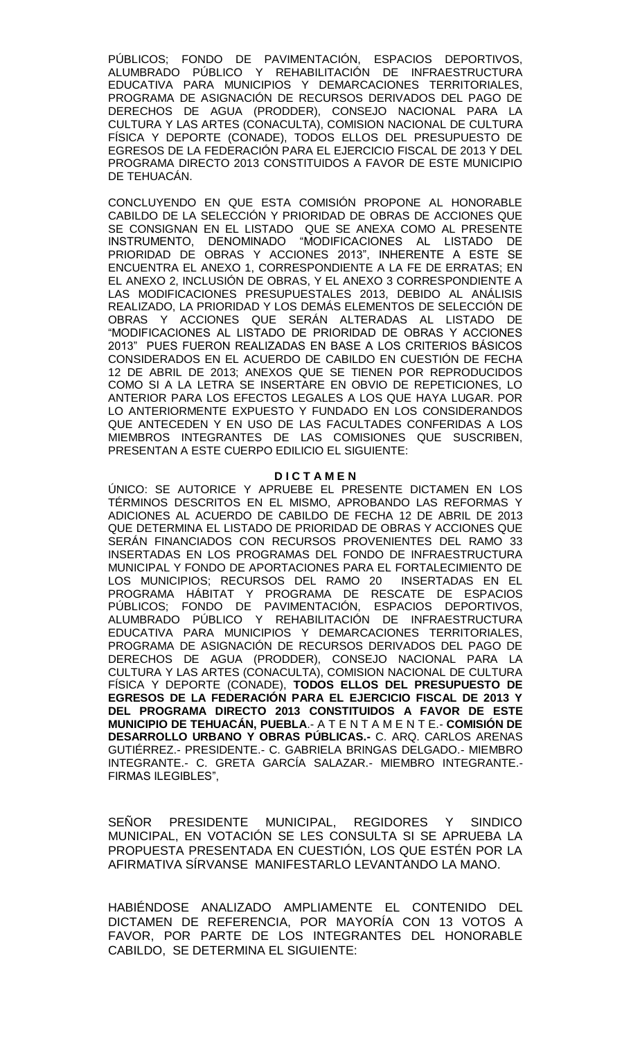PÚBLICOS; FONDO DE PAVIMENTACIÓN, ESPACIOS DEPORTIVOS, ALUMBRADO PÚBLICO Y REHABILITACIÓN DE INFRAESTRUCTURA EDUCATIVA PARA MUNICIPIOS Y DEMARCACIONES TERRITORIALES, PROGRAMA DE ASIGNACIÓN DE RECURSOS DERIVADOS DEL PAGO DE DERECHOS DE AGUA (PRODDER), CONSEJO NACIONAL PARA LA CULTURA Y LAS ARTES (CONACULTA), COMISION NACIONAL DE CULTURA FÍSICA Y DEPORTE (CONADE), TODOS ELLOS DEL PRESUPUESTO DE EGRESOS DE LA FEDERACIÓN PARA EL EJERCICIO FISCAL DE 2013 Y DEL PROGRAMA DIRECTO 2013 CONSTITUIDOS A FAVOR DE ESTE MUNICIPIO DE TEHUACÁN.

CONCLUYENDO EN QUE ESTA COMISIÓN PROPONE AL HONORABLE CABILDO DE LA SELECCIÓN Y PRIORIDAD DE OBRAS DE ACCIONES QUE SE CONSIGNAN EN EL LISTADO QUE SE ANEXA COMO AL PRESENTE INSTRUMENTO, DENOMINADO "MODIFICACIONES AL LISTADO DE PRIORIDAD DE OBRAS Y ACCIONES 2013", INHERENTE A ESTE SE ENCUENTRA EL ANEXO 1, CORRESPONDIENTE A LA FE DE ERRATAS; EN EL ANEXO 2, INCLUSIÓN DE OBRAS, Y EL ANEXO 3 CORRESPONDIENTE A LAS MODIFICACIONES PRESUPUESTALES 2013, DEBIDO AL ANÁLISIS REALIZADO, LA PRIORIDAD Y LOS DEMÁS ELEMENTOS DE SELECCIÓN DE OBRAS Y ACCIONES QUE SERÁN ALTERADAS AL LISTADO DE "MODIFICACIONES AL LISTADO DE PRIORIDAD DE OBRAS Y ACCIONES 2013" PUES FUERON REALIZADAS EN BASE A LOS CRITERIOS BÁSICOS CONSIDERADOS EN EL ACUERDO DE CABILDO EN CUESTIÓN DE FECHA 12 DE ABRIL DE 2013; ANEXOS QUE SE TIENEN POR REPRODUCIDOS COMO SI A LA LETRA SE INSERTARE EN OBVIO DE REPETICIONES, LO ANTERIOR PARA LOS EFECTOS LEGALES A LOS QUE HAYA LUGAR. POR LO ANTERIORMENTE EXPUESTO Y FUNDADO EN LOS CONSIDERANDOS QUE ANTECEDEN Y EN USO DE LAS FACULTADES CONFERIDAS A LOS MIEMBROS INTEGRANTES DE LAS COMISIONES QUE SUSCRIBEN, PRESENTAN A ESTE CUERPO EDILICIO EL SIGUIENTE:

**D I C T A M E N**

ÚNICO: SE AUTORICE Y APRUEBE EL PRESENTE DICTAMEN EN LOS TÉRMINOS DESCRITOS EN EL MISMO, APROBANDO LAS REFORMAS Y ADICIONES AL ACUERDO DE CABILDO DE FECHA 12 DE ABRIL DE 2013 QUE DETERMINA EL LISTADO DE PRIORIDAD DE OBRAS Y ACCIONES QUE SERÁN FINANCIADOS CON RECURSOS PROVENIENTES DEL RAMO 33 INSERTADAS EN LOS PROGRAMAS DEL FONDO DE INFRAESTRUCTURA MUNICIPAL Y FONDO DE APORTACIONES PARA EL FORTALECIMIENTO DE LOS MUNICIPIOS; RECURSOS DEL RAMO 20 INSERTADAS EN EL PROGRAMA HÁBITAT Y PROGRAMA DE RESCATE DE ESPACIOS PÚBLICOS; FONDO DE PAVIMENTACIÓN, ESPACIOS DEPORTIVOS, ALUMBRADO PÚBLICO Y REHABILITACIÓN DE INFRAESTRUCTURA EDUCATIVA PARA MUNICIPIOS Y DEMARCACIONES TERRITORIALES, PROGRAMA DE ASIGNACIÓN DE RECURSOS DERIVADOS DEL PAGO DE DERECHOS DE AGUA (PRODDER), CONSEJO NACIONAL PARA LA CULTURA Y LAS ARTES (CONACULTA), COMISION NACIONAL DE CULTURA FÍSICA Y DEPORTE (CONADE), **TODOS ELLOS DEL PRESUPUESTO DE EGRESOS DE LA FEDERACIÓN PARA EL EJERCICIO FISCAL DE 2013 Y DEL PROGRAMA DIRECTO 2013 CONSTITUIDOS A FAVOR DE ESTE MUNICIPIO DE TEHUACÁN, PUEBLA**.- A T E N T A M E N T E.- **COMISIÓN DE DESARROLLO URBANO Y OBRAS PÚBLICAS.-** C. ARQ. CARLOS ARENAS GUTIÉRREZ.- PRESIDENTE.- C. GABRIELA BRINGAS DELGADO.- MIEMBRO INTEGRANTE.- C. GRETA GARCÍA SALAZAR.- MIEMBRO INTEGRANTE.- FIRMAS ILEGIBLES",

SEÑOR PRESIDENTE MUNICIPAL, REGIDORES Y SINDICO MUNICIPAL, EN VOTACIÓN SE LES CONSULTA SI SE APRUEBA LA PROPUESTA PRESENTADA EN CUESTIÓN, LOS QUE ESTÉN POR LA AFIRMATIVA SÍRVANSE MANIFESTARLO LEVANTANDO LA MANO.

HABIÉNDOSE ANALIZADO AMPLIAMENTE EL CONTENIDO DEL DICTAMEN DE REFERENCIA, POR MAYORÍA CON 13 VOTOS A FAVOR, POR PARTE DE LOS INTEGRANTES DEL HONORABLE CABILDO, SE DETERMINA EL SIGUIENTE: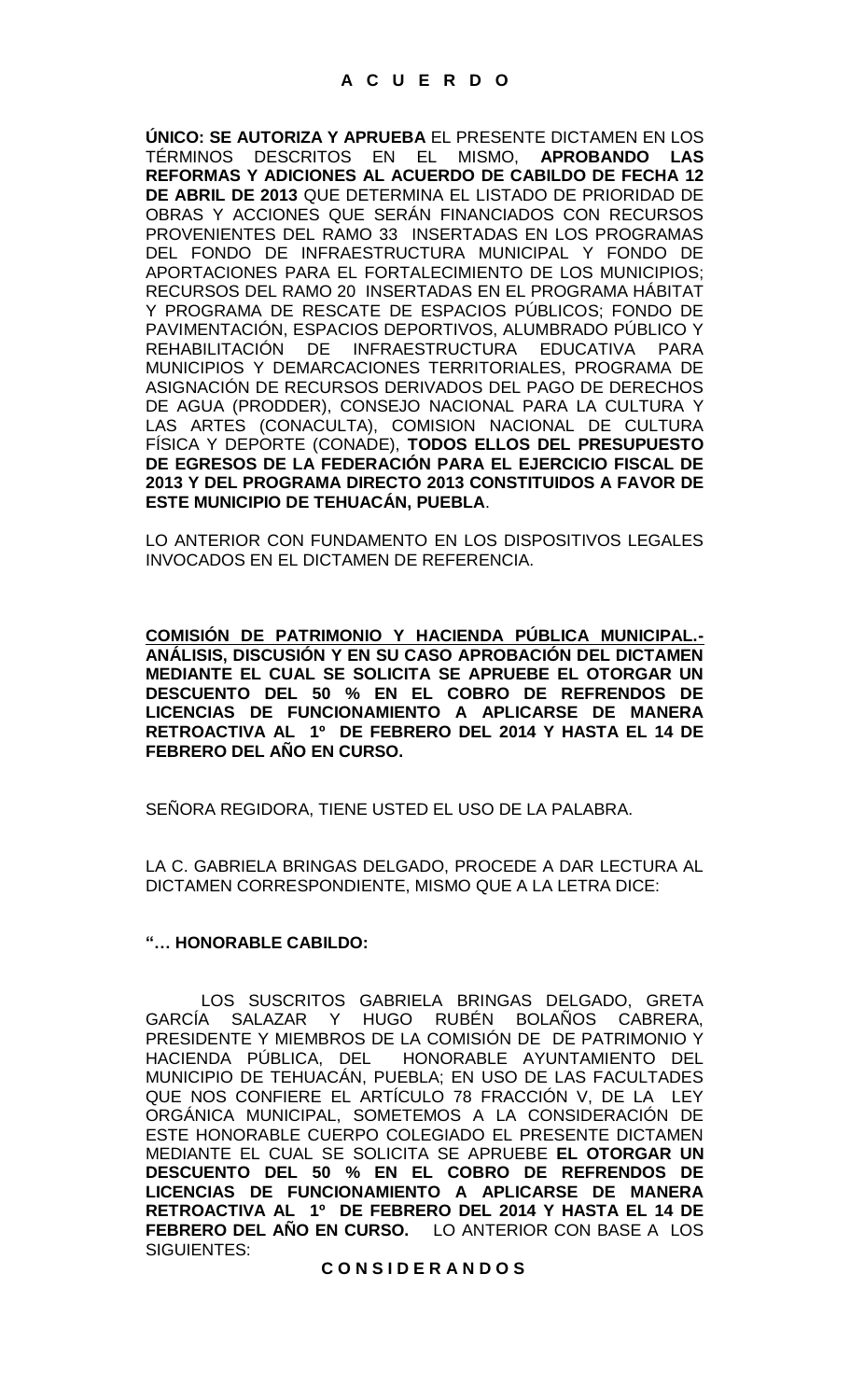# A C U E R D O

**ÚNICO: SE AUTORIZA Y APRUEBA** EL PRESENTE DICTAMEN EN LOS TÉRMINOS DESCRITOS EN EL MISMO, **APROBANDO LAS REFORMAS Y ADICIONES AL ACUERDO DE CABILDO DE FECHA 12 DE ABRIL DE 2013** QUE DETERMINA EL LISTADO DE PRIORIDAD DE OBRAS Y ACCIONES QUE SERÁN FINANCIADOS CON RECURSOS PROVENIENTES DEL RAMO 33 INSERTADAS EN LOS PROGRAMAS DEL FONDO DE INFRAESTRUCTURA MUNICIPAL Y FONDO DE APORTACIONES PARA EL FORTALECIMIENTO DE LOS MUNICIPIOS; RECURSOS DEL RAMO 20 INSERTADAS EN EL PROGRAMA HÁBITAT Y PROGRAMA DE RESCATE DE ESPACIOS PÚBLICOS; FONDO DE PAVIMENTACIÓN, ESPACIOS DEPORTIVOS, ALUMBRADO PÚBLICO Y REHABILITACIÓN DE INFRAESTRUCTURA EDUCATIVA PARA MUNICIPIOS Y DEMARCACIONES TERRITORIALES, PROGRAMA DE ASIGNACIÓN DE RECURSOS DERIVADOS DEL PAGO DE DERECHOS DE AGUA (PRODDER), CONSEJO NACIONAL PARA LA CULTURA Y LAS ARTES (CONACULTA), COMISION NACIONAL DE CULTURA FÍSICA Y DEPORTE (CONADE), **TODOS ELLOS DEL PRESUPUESTO DE EGRESOS DE LA FEDERACIÓN PARA EL EJERCICIO FISCAL DE 2013 Y DEL PROGRAMA DIRECTO 2013 CONSTITUIDOS A FAVOR DE ESTE MUNICIPIO DE TEHUACÁN, PUEBLA**.

LO ANTERIOR CON FUNDAMENTO EN LOS DISPOSITIVOS LEGALES INVOCADOS EN EL DICTAMEN DE REFERENCIA.

**COMISIÓN DE PATRIMONIO Y HACIENDA PÚBLICA MUNICIPAL.- ANÁLISIS, DISCUSIÓN Y EN SU CASO APROBACIÓN DEL DICTAMEN MEDIANTE EL CUAL SE SOLICITA SE APRUEBE EL OTORGAR UN DESCUENTO DEL 50 % EN EL COBRO DE REFRENDOS DE LICENCIAS DE FUNCIONAMIENTO A APLICARSE DE MANERA RETROACTIVA AL 1º DE FEBRERO DEL 2014 Y HASTA EL 14 DE FEBRERO DEL AÑO EN CURSO.**

SEÑORA REGIDORA, TIENE USTED EL USO DE LA PALABRA.

LA C. GABRIELA BRINGAS DELGADO, PROCEDE A DAR LECTURA AL DICTAMEN CORRESPONDIENTE, MISMO QUE A LA LETRA DICE:

**"… HONORABLE CABILDO:**

LOS SUSCRITOS GABRIELA BRINGAS DELGADO, GRETA GARCÍA SALAZAR Y HUGO RUBÉN BOLAÑOS CABRERA, PRESIDENTE Y MIEMBROS DE LA COMISIÓN DE DE PATRIMONIO Y HACIENDA PÚBLICA, DEL HONORABLE AYUNTAMIENTO DEL MUNICIPIO DE TEHUACÁN, PUEBLA; EN USO DE LAS FACULTADES QUE NOS CONFIERE EL ARTÍCULO 78 FRACCIÓN V, DE LA LEY ORGÁNICA MUNICIPAL, SOMETEMOS A LA CONSIDERACIÓN DE ESTE HONORABLE CUERPO COLEGIADO EL PRESENTE DICTAMEN MEDIANTE EL CUAL SE SOLICITA SE APRUEBE **EL OTORGAR UN DESCUENTO DEL 50 % EN EL COBRO DE REFRENDOS DE LICENCIAS DE FUNCIONAMIENTO A APLICARSE DE MANERA RETROACTIVA AL 1º DE FEBRERO DEL 2014 Y HASTA EL 14 DE FEBRERO DEL AÑO EN CURSO.** LO ANTERIOR CON BASE A LOS SIGUIENTES:

**C O N S I D E R A N D O S**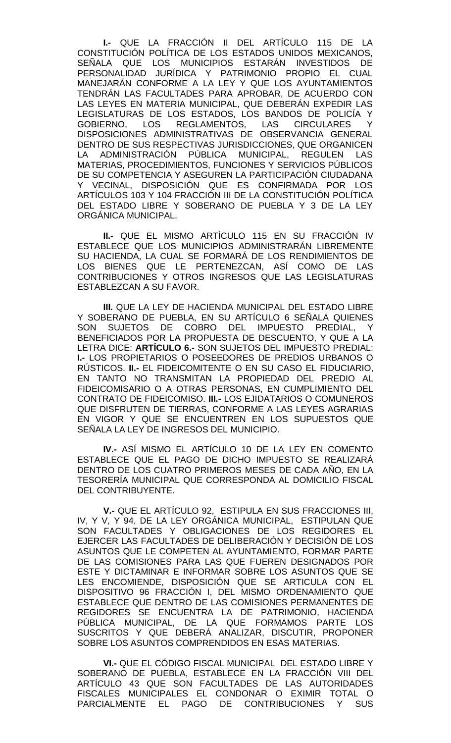**I.-** QUE LA FRACCIÓN II DEL ARTÍCULO 115 DE LA CONSTITUCIÓN POLÍTICA DE LOS ESTADOS UNIDOS MEXICANOS, SEÑALA QUE LOS MUNICIPIOS ESTARÁN INVESTIDOS DE PERSONALIDAD JURÍDICA Y PATRIMONIO PROPIO EL CUAL MANEJARÁN CONFORME A LA LEY Y QUE LOS AYUNTAMIENTOS TENDRÁN LAS FACULTADES PARA APROBAR, DE ACUERDO CON LAS LEYES EN MATERIA MUNICIPAL, QUE DEBERÁN EXPEDIR LAS LEGISLATURAS DE LOS ESTADOS, LOS BANDOS DE POLICÍA Y GOBIERNO, LOS REGLAMENTOS, LAS CIRCULARES Y DISPOSICIONES ADMINISTRATIVAS DE OBSERVANCIA GENERAL DENTRO DE SUS RESPECTIVAS JURISDICCIONES, QUE ORGANICEN LA ADMINISTRACIÓN PÚBLICA MUNICIPAL, REGULEN LAS MATERIAS, PROCEDIMIENTOS, FUNCIONES Y SERVICIOS PÚBLICOS DE SU COMPETENCIA Y ASEGUREN LA PARTICIPACIÓN CIUDADANA Y VECINAL, DISPOSICIÓN QUE ES CONFIRMADA POR LOS ARTÍCULOS 103 Y 104 FRACCIÓN III DE LA CONSTITUCIÓN POLÍTICA DEL ESTADO LIBRE Y SOBERANO DE PUEBLA Y 3 DE LA LEY ORGÁNICA MUNICIPAL.

**II.-** QUE EL MISMO ARTÍCULO 115 EN SU FRACCIÓN IV ESTABLECE QUE LOS MUNICIPIOS ADMINISTRARÁN LIBREMENTE SU HACIENDA, LA CUAL SE FORMARÁ DE LOS RENDIMIENTOS DE LOS BIENES QUE LE PERTENEZCAN, ASÍ COMO DE LAS CONTRIBUCIONES Y OTROS INGRESOS QUE LAS LEGISLATURAS ESTABLEZCAN A SU FAVOR.

**III.** QUE LA LEY DE HACIENDA MUNICIPAL DEL ESTADO LIBRE Y SOBERANO DE PUEBLA, EN SU ARTÍCULO 6 SEÑALA QUIENES SON SUJETOS DE COBRO DEL IMPUESTO PREDIAL, Y BENEFICIADOS POR LA PROPUESTA DE DESCUENTO, Y QUE A LA LETRA DICE: **ARTÍCULO 6.-** SON SUJETOS DEL IMPUESTO PREDIAL: **I.-** LOS PROPIETARIOS O POSEEDORES DE PREDIOS URBANOS O RÚSTICOS. **II.-** EL FIDEICOMITENTE O EN SU CASO EL FIDUCIARIO, EN TANTO NO TRANSMITAN LA PROPIEDAD DEL PREDIO AL FIDEICOMISARIO O A OTRAS PERSONAS, EN CUMPLIMIENTO DEL CONTRATO DE FIDEICOMISO. **III.-** LOS EJIDATARIOS O COMUNEROS QUE DISFRUTEN DE TIERRAS, CONFORME A LAS LEYES AGRARIAS EN VIGOR Y QUE SE ENCUENTREN EN LOS SUPUESTOS QUE SEÑALA LA LEY DE INGRESOS DEL MUNICIPIO.

**IV.-** ASÍ MISMO EL ARTÍCULO 10 DE LA LEY EN COMENTO ESTABLECE QUE EL PAGO DE DICHO IMPUESTO SE REALIZARÁ DENTRO DE LOS CUATRO PRIMEROS MESES DE CADA AÑO, EN LA TESORERÍA MUNICIPAL QUE CORRESPONDA AL DOMICILIO FISCAL DEL CONTRIBUYENTE.

**V.-** QUE EL ARTÍCULO 92, ESTIPULA EN SUS FRACCIONES III, IV, Y V, Y 94, DE LA LEY ORGÁNICA MUNICIPAL, ESTIPULAN QUE SON FACULTADES Y OBLIGACIONES DE LOS REGIDORES EL EJERCER LAS FACULTADES DE DELIBERACIÓN Y DECISIÓN DE LOS ASUNTOS QUE LE COMPETEN AL AYUNTAMIENTO, FORMAR PARTE DE LAS COMISIONES PARA LAS QUE FUEREN DESIGNADOS POR ESTE Y DICTAMINAR E INFORMAR SOBRE LOS ASUNTOS QUE SE LES ENCOMIENDE, DISPOSICIÓN QUE SE ARTICULA CON EL DISPOSITIVO 96 FRACCIÓN I, DEL MISMO ORDENAMIENTO QUE ESTABLECE QUE DENTRO DE LAS COMISIONES PERMANENTES DE REGIDORES SE ENCUENTRA LA DE PATRIMONIO, HACIENDA PÚBLICA MUNICIPAL, DE LA QUE FORMAMOS PARTE LOS SUSCRITOS Y QUE DEBERÁ ANALIZAR, DISCUTIR, PROPONER SOBRE LOS ASUNTOS COMPRENDIDOS EN ESAS MATERIAS.

**VI.-** QUE EL CÓDIGO FISCAL MUNICIPAL DEL ESTADO LIBRE Y SOBERANO DE PUEBLA, ESTABLECE EN LA FRACCIÓN VIII DEL ARTÍCULO 43 QUE SON FACULTADES DE LAS AUTORIDADES FISCALES MUNICIPALES EL CONDONAR O EXIMIR TOTAL O PARCIALMENTE EL PAGO DE CONTRIBUCIONES Y SUS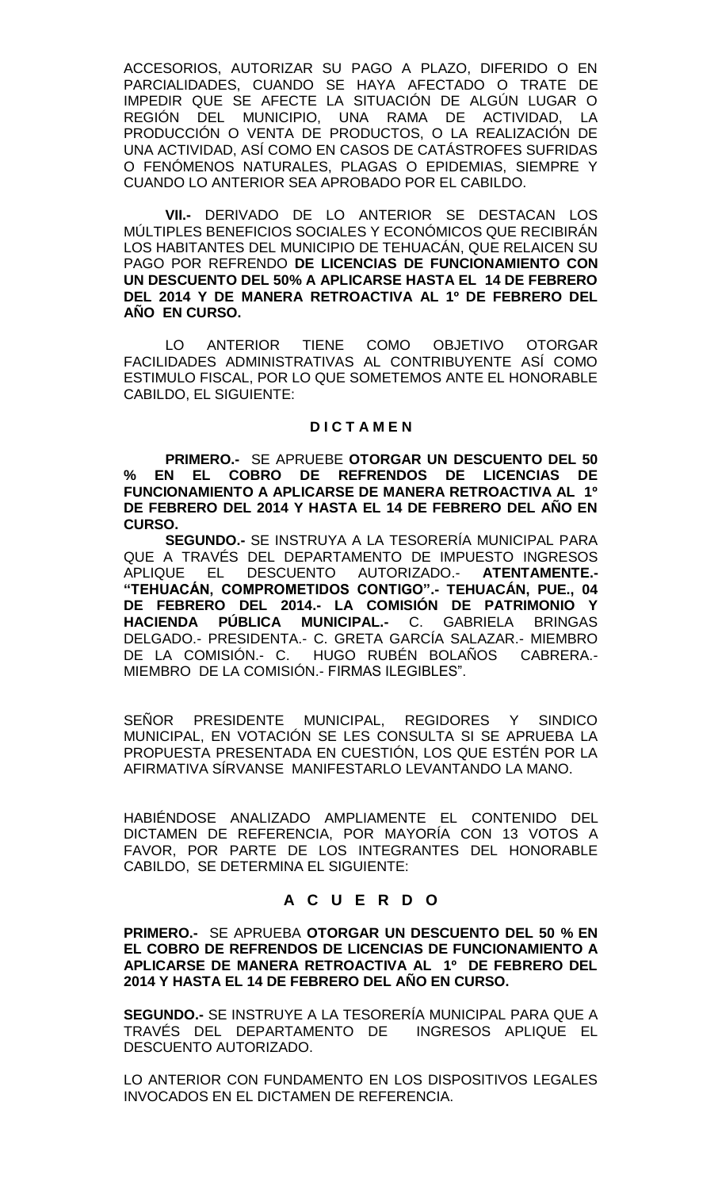ACCESORIOS, AUTORIZAR SU PAGO A PLAZO, DIFERIDO O EN PARCIALIDADES, CUANDO SE HAYA AFECTADO O TRATE DE IMPEDIR QUE SE AFECTE LA SITUACIÓN DE ALGÚN LUGAR O REGIÓN DEL MUNICIPIO, UNA RAMA DE ACTIVIDAD, LA PRODUCCIÓN O VENTA DE PRODUCTOS, O LA REALIZACIÓN DE UNA ACTIVIDAD, ASÍ COMO EN CASOS DE CATÁSTROFES SUFRIDAS O FENÓMENOS NATURALES, PLAGAS O EPIDEMIAS, SIEMPRE Y CUANDO LO ANTERIOR SEA APROBADO POR EL CABILDO.

**VII.-** DERIVADO DE LO ANTERIOR SE DESTACAN LOS MÚLTIPLES BENEFICIOS SOCIALES Y ECONÓMICOS QUE RECIBIRÁN LOS HABITANTES DEL MUNICIPIO DE TEHUACÁN, QUE RELAICEN SU PAGO POR REFRENDO **DE LICENCIAS DE FUNCIONAMIENTO CON UN DESCUENTO DEL 50% A APLICARSE HASTA EL 14 DE FEBRERO DEL 2014 Y DE MANERA RETROACTIVA AL 1º DE FEBRERO DEL AÑO EN CURSO.**

LO ANTERIOR TIENE COMO OBJETIVO OTORGAR FACILIDADES ADMINISTRATIVAS AL CONTRIBUYENTE ASÍ COMO ESTIMULO FISCAL, POR LO QUE SOMETEMOS ANTE EL HONORABLE CABILDO, EL SIGUIENTE:

**D I C T A M E N**

**PRIMERO.-** SE APRUEBE **OTORGAR UN DESCUENTO DEL 50 % EN EL COBRO DE REFRENDOS DE LICENCIAS DE FUNCIONAMIENTO A APLICARSE DE MANERA RETROACTIVA AL 1º DE FEBRERO DEL 2014 Y HASTA EL 14 DE FEBRERO DEL AÑO EN CURSO.**

**SEGUNDO.-** SE INSTRUYA A LA TESORERÍA MUNICIPAL PARA QUE A TRAVÉS DEL DEPARTAMENTO DE IMPUESTO INGRESOS APLIQUE EL DESCUENTO AUTORIZADO.- **ATENTAMENTE.- "TEHUACÁN, COMPROMETIDOS CONTIGO".- TEHUACÁN, PUE., 04 DE FEBRERO DEL 2014.- LA COMISIÓN DE PATRIMONIO Y HACIENDA PÚBLICA MUNICIPAL.-** C. GABRIELA BRINGAS DELGADO.- PRESIDENTA.- C. GRETA GARCÍA SALAZAR.- MIEMBRO DE LA COMISIÓN.- C. HUGO RUBÉN BOLAÑOS CABRERA.- MIEMBRO DE LA COMISIÓN.- FIRMAS ILEGIBLES".

SEÑOR PRESIDENTE MUNICIPAL, REGIDORES Y SINDICO MUNICIPAL, EN VOTACIÓN SE LES CONSULTA SI SE APRUEBA LA PROPUESTA PRESENTADA EN CUESTIÓN, LOS QUE ESTÉN POR LA AFIRMATIVA SÍRVANSE MANIFESTARLO LEVANTANDO LA MANO.

HABIÉNDOSE ANALIZADO AMPLIAMENTE EL CONTENIDO DEL DICTAMEN DE REFERENCIA, POR MAYORÍA CON 13 VOTOS A FAVOR, POR PARTE DE LOS INTEGRANTES DEL HONORABLE CABILDO, SE DETERMINA EL SIGUIENTE:

**A C U E R D O**

**PRIMERO.-** SE APRUEBA **OTORGAR UN DESCUENTO DEL 50 % EN EL COBRO DE REFRENDOS DE LICENCIAS DE FUNCIONAMIENTO A APLICARSE DE MANERA RETROACTIVA AL 1º DE FEBRERO DEL 2014 Y HASTA EL 14 DE FEBRERO DEL AÑO EN CURSO.**

**SEGUNDO.-** SE INSTRUYE A LA TESORERÍA MUNICIPAL PARA QUE A TRAVÉS DEL DEPARTAMENTO DE INGRESOS APLIQUE EL DESCUENTO AUTORIZADO.

LO ANTERIOR CON FUNDAMENTO EN LOS DISPOSITIVOS LEGALES INVOCADOS EN EL DICTAMEN DE REFERENCIA.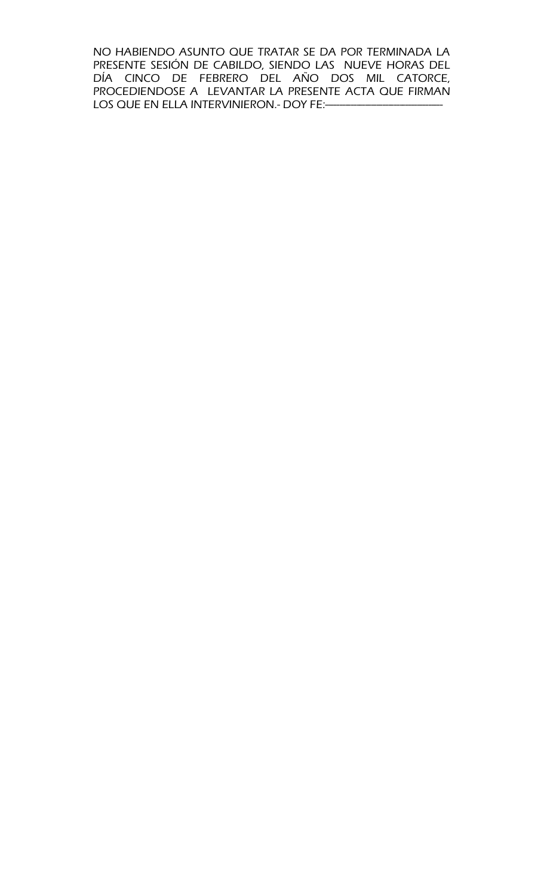NO HABIENDO ASUNTO QUE TRATAR SE DA POR TERMINADA LA PRESENTE SESIÓN DE CABILDO, SIENDO LAS NUEVE HORAS DEL DÍA CINCO DE FEBRERO DEL AÑO DOS MIL CATORCE, PROCEDIENDOSE A LEVANTAR LA PRESENTE ACTA QUE FIRMAN LOS QUE EN ELLA INTERVINIERON.- DOY FE:-----------------------------------------